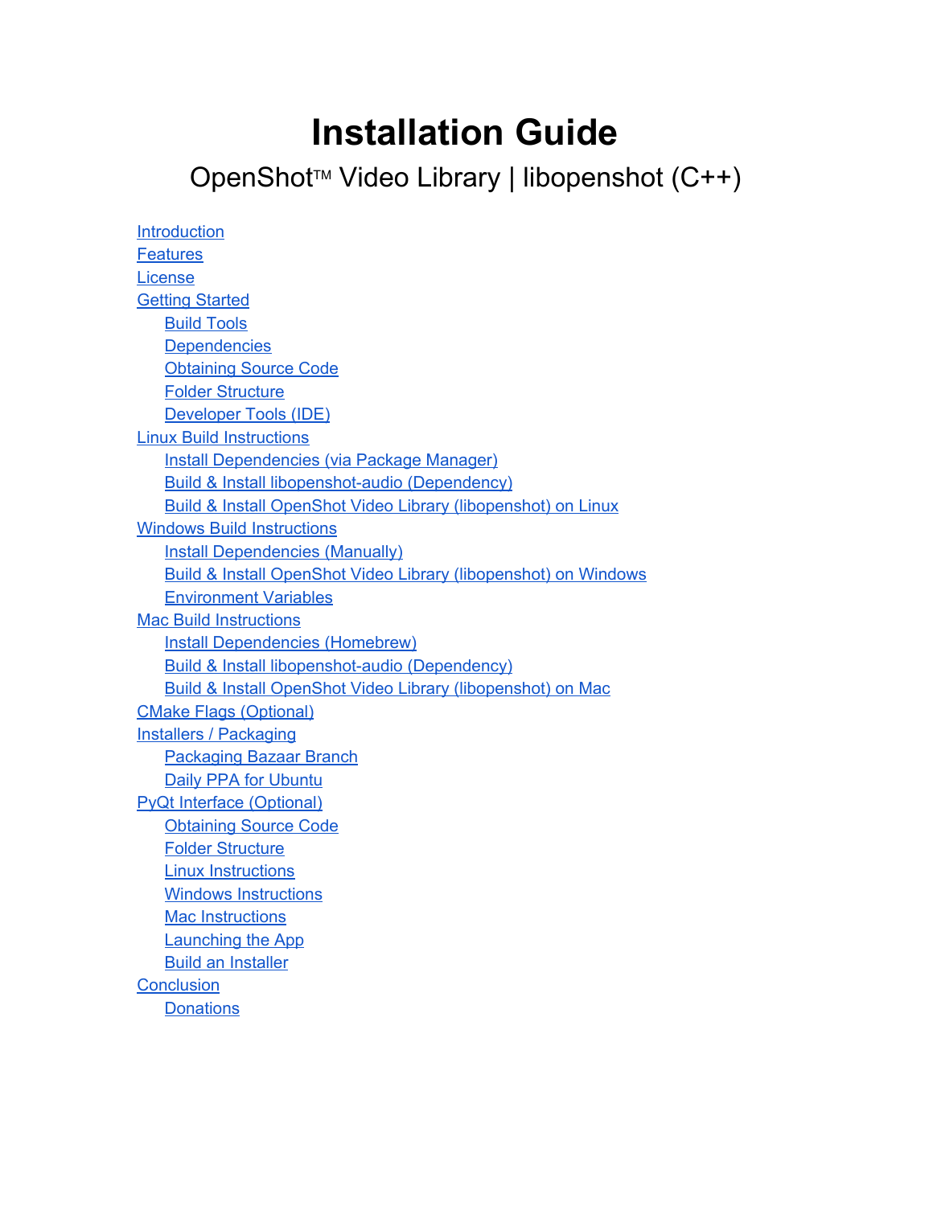# Installation Guide

## OpenShot™ Video Library | libopenshot (C++)

- Introduction
- Features
- License
- Getting Started
    - Build Tools
    - Dependencies
    - Obtaining Source Code
    - Folder Structure
    - Developer Tools (IDE)
- Linux Build Instructions
    - Install Dependencies (via Package Manager)
    - Build & Install libopenshot-audio (Dependency)
    - Build & Install OpenShot Video Library (libopenshot) on Linux
- Windows Build Instructions
    - Install Dependencies (Manually)
    - Build & Install OpenShot Video Library (libopenshot) on Windows
    - Environment Variables
- Mac Build Instructions
    - Install Dependencies (Homebrew)
    - Build & Install libopenshot-audio (Dependency)
    - Build & Install OpenShot Video Library (libopenshot) on Mac
- CMake Flags (Optional)
- Installers / Packaging
    - Packaging Bazaar Branch
    - Daily PPA for Ubuntu
- PyQt Interface (Optional)
    - Obtaining Source Code
    - Folder Structure
    - Linux Instructions
    - Windows Instructions
    - Mac Instructions
    - Launching the App
    - Build an Installer
- Conclusion
    - Donations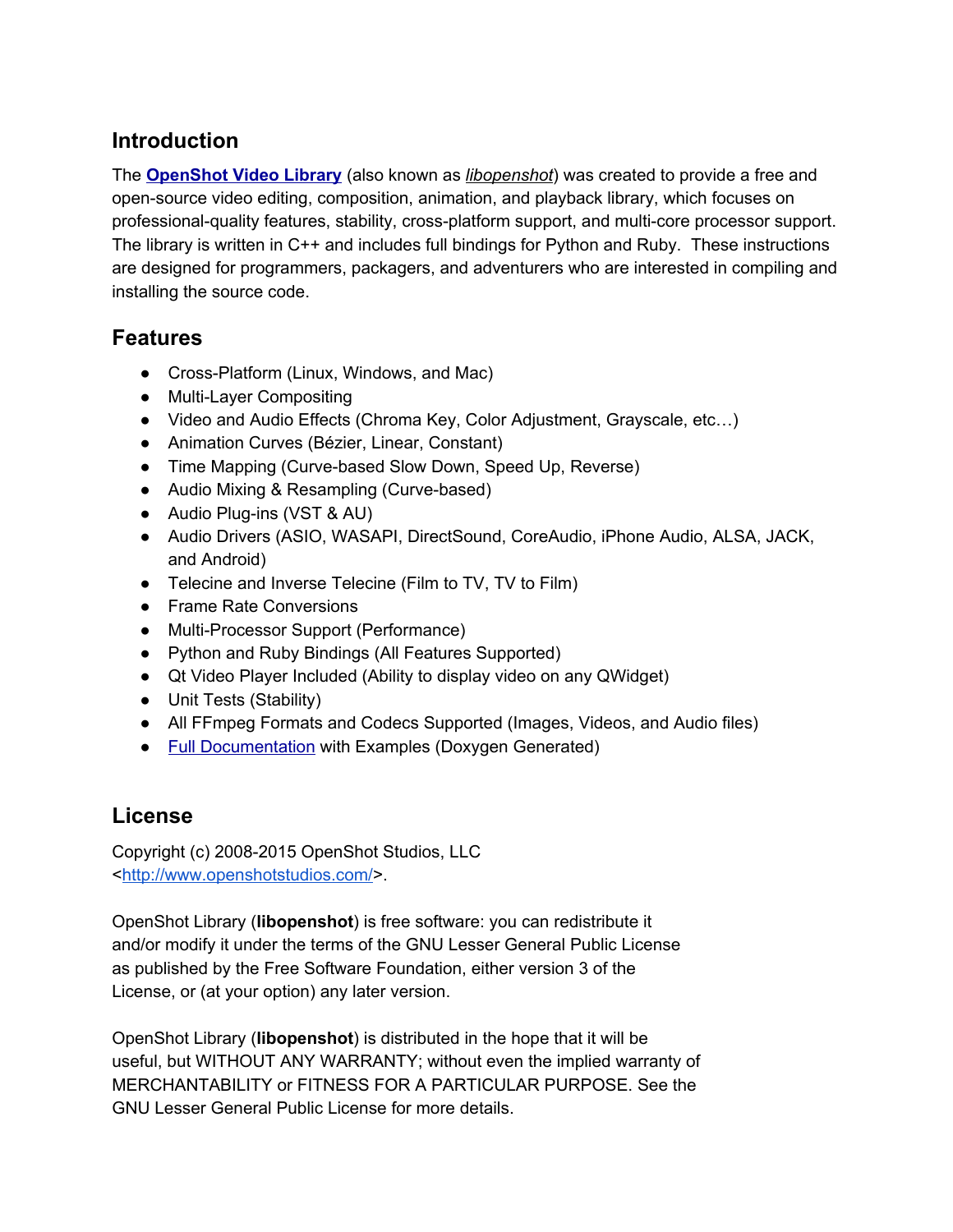## Introduction

The **[OpenShot Video Library](http://www.openshot.org/)** (also known as *libopenshot*) was created to provide a free and open-source video editing, composition, animation, and playback library, which focuses on professional-quality features, stability, cross-platform support, and multi-core processor support. The library is written in C++ and includes full bindings for Python and Ruby. These instructions are designed for programmers, packagers, and adventurers who are interested in compiling and installing the source code.

## Features

- Cross-Platform (Linux, Windows, and Mac)
- Multi-Layer Compositing
- Video and Audio Effects (Chroma Key, Color Adjustment, Grayscale, etc…)
- Animation Curves (Bézier, Linear, Constant)
- Time Mapping (Curve-based Slow Down, Speed Up, Reverse)
- Audio Mixing & Resampling (Curve-based)
- Audio Plug-ins (VST & AU)
- Audio Drivers (ASIO, WASAPI, DirectSound, CoreAudio, iPhone Audio, ALSA, JACK, and Android)
- Telecine and Inverse Telecine (Film to TV, TV to Film)
- Frame Rate Conversions
- Multi-Processor Support (Performance)
- Python and Ruby Bindings (All Features Supported)
- Qt Video Player Included (Ability to display video on any QWidget)
- Unit Tests (Stability)
- All FFmpeg Formats and Codecs Supported (Images, Videos, and Audio files)
- Full Documentation with Examples (Doxygen Generated)

## License

Copyright (c) 2008-2015 OpenShot Studios, LLC
<http://www.openshotstudios.com/>.

OpenShot Library (**libopenshot**) is free software: you can redistribute it and/or modify it under the terms of the GNU Lesser General Public License as published by the Free Software Foundation, either version 3 of the License, or (at your option) any later version.

OpenShot Library (**libopenshot**) is distributed in the hope that it will be useful, but WITHOUT ANY WARRANTY; without even the implied warranty of MERCHANTABILITY or FITNESS FOR A PARTICULAR PURPOSE. See the GNU Lesser General Public License for more details.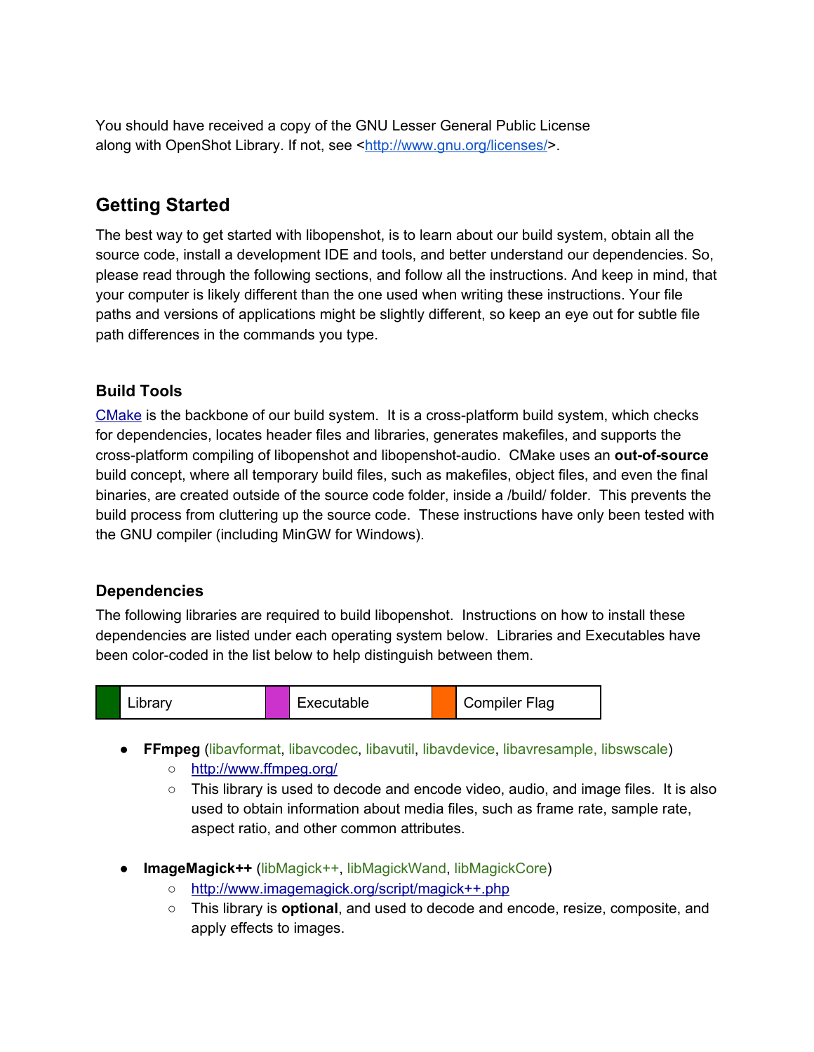You should have received a copy of the GNU Lesser General Public License along with OpenShot Library. If not, see <http://www.gnu.org/licenses/>.

## Getting Started

The best way to get started with libopenshot, is to learn about our build system, obtain all the source code, install a development IDE and tools, and better understand our dependencies. So, please read through the following sections, and follow all the instructions. And keep in mind, that your computer is likely different than the one used when writing these instructions. Your file paths and versions of applications might be slightly different, so keep an eye out for subtle file path differences in the commands you type.

### Build Tools

CMake is the backbone of our build system. It is a cross-platform build system, which checks for dependencies, locates header files and libraries, generates makefiles, and supports the cross-platform compiling of libopenshot and libopenshot-audio. CMake uses an **out-of-source** build concept, where all temporary build files, such as makefiles, object files, and even the final binaries, are created outside of the source code folder, inside a /build/ folder. This prevents the build process from cluttering up the source code. These instructions have only been tested with the GNU compiler (including MinGW for Windows).

### Dependencies

The following libraries are required to build libopenshot. Instructions on how to install these dependencies are listed under each operating system below. Libraries and Executables have been color-coded in the list below to help distinguish between them.

| | Library | | Executable | | Compiler Flag |
|---|---|---|---|---|---|

- **FFmpeg** (libavformat, libavcodec, libavutil, libavdevice, libavresample, libswscale)
  - http://www.ffmpeg.org/
  - This library is used to decode and encode video, audio, and image files. It is also used to obtain information about media files, such as frame rate, sample rate, aspect ratio, and other common attributes.

- **ImageMagick++** (libMagick++, libMagickWand, libMagickCore)
  - http://www.imagemagick.org/script/magick++.php
  - This library is **optional**, and used to decode and encode, resize, composite, and apply effects to images.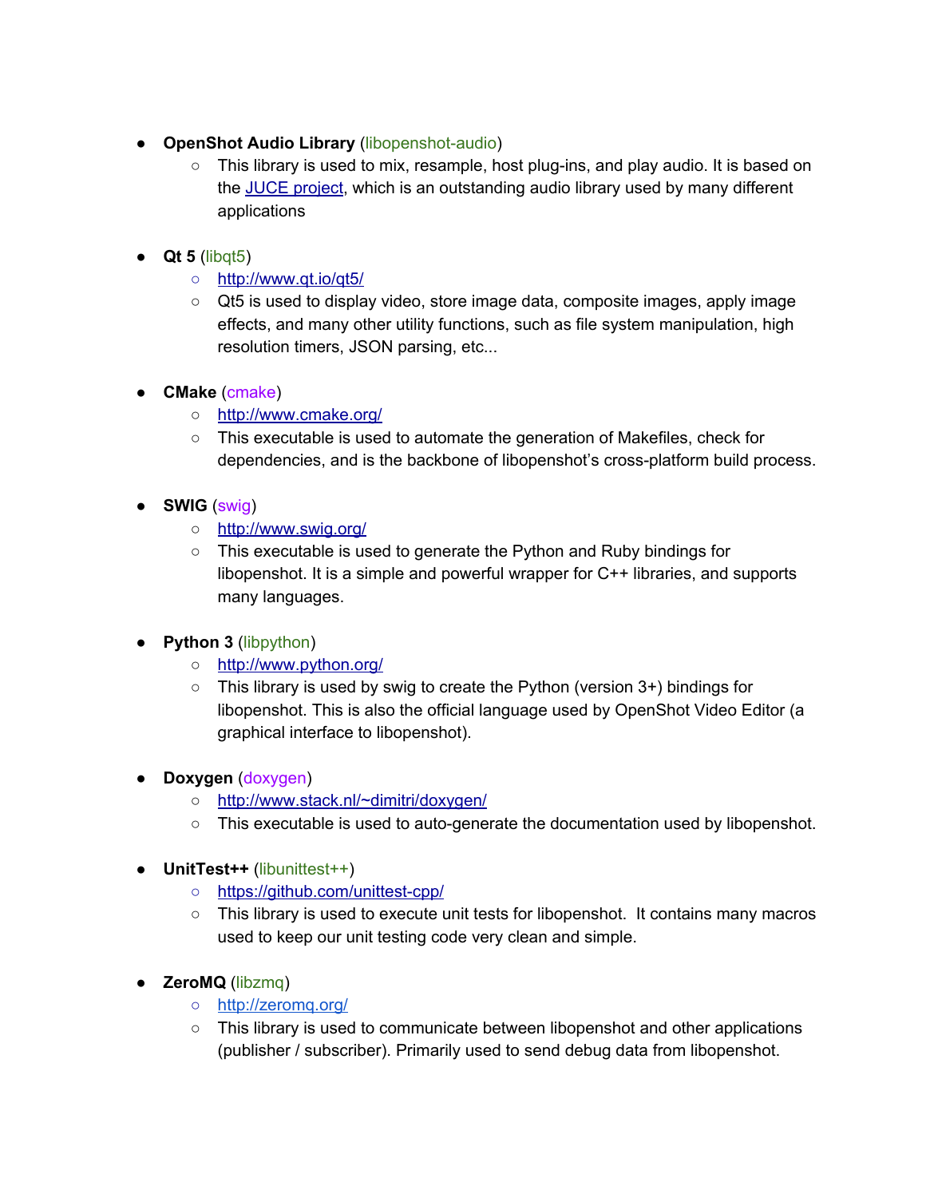- **OpenShot Audio Library** (libopenshot-audio)
    - This library is used to mix, resample, host plug-ins, and play audio. It is based on the [JUCE project](), which is an outstanding audio library used by many different applications

- **Qt 5** (libqt5)
    - [http://www.qt.io/qt5/](http://www.qt.io/qt5/)
    - Qt5 is used to display video, store image data, composite images, apply image effects, and many other utility functions, such as file system manipulation, high resolution timers, JSON parsing, etc...

- **CMake** (cmake)
    - [http://www.cmake.org/](http://www.cmake.org/)
    - This executable is used to automate the generation of Makefiles, check for dependencies, and is the backbone of libopenshot's cross-platform build process.

- **SWIG** (swig)
    - [http://www.swig.org/](http://www.swig.org/)
    - This executable is used to generate the Python and Ruby bindings for libopenshot. It is a simple and powerful wrapper for C++ libraries, and supports many languages.

- **Python 3** (libpython)
    - [http://www.python.org/](http://www.python.org/)
    - This library is used by swig to create the Python (version 3+) bindings for libopenshot. This is also the official language used by OpenShot Video Editor (a graphical interface to libopenshot).

- **Doxygen** (doxygen)
    - [http://www.stack.nl/~dimitri/doxygen/](http://www.stack.nl/~dimitri/doxygen/)
    - This executable is used to auto-generate the documentation used by libopenshot.

- **UnitTest++** (libunittest++)
    - [https://github.com/unittest-cpp/](https://github.com/unittest-cpp/)
    - This library is used to execute unit tests for libopenshot. It contains many macros used to keep our unit testing code very clean and simple.

- **ZeroMQ** (libzmq)
    - [http://zeromq.org/](http://zeromq.org/)
    - This library is used to communicate between libopenshot and other applications (publisher / subscriber). Primarily used to send debug data from libopenshot.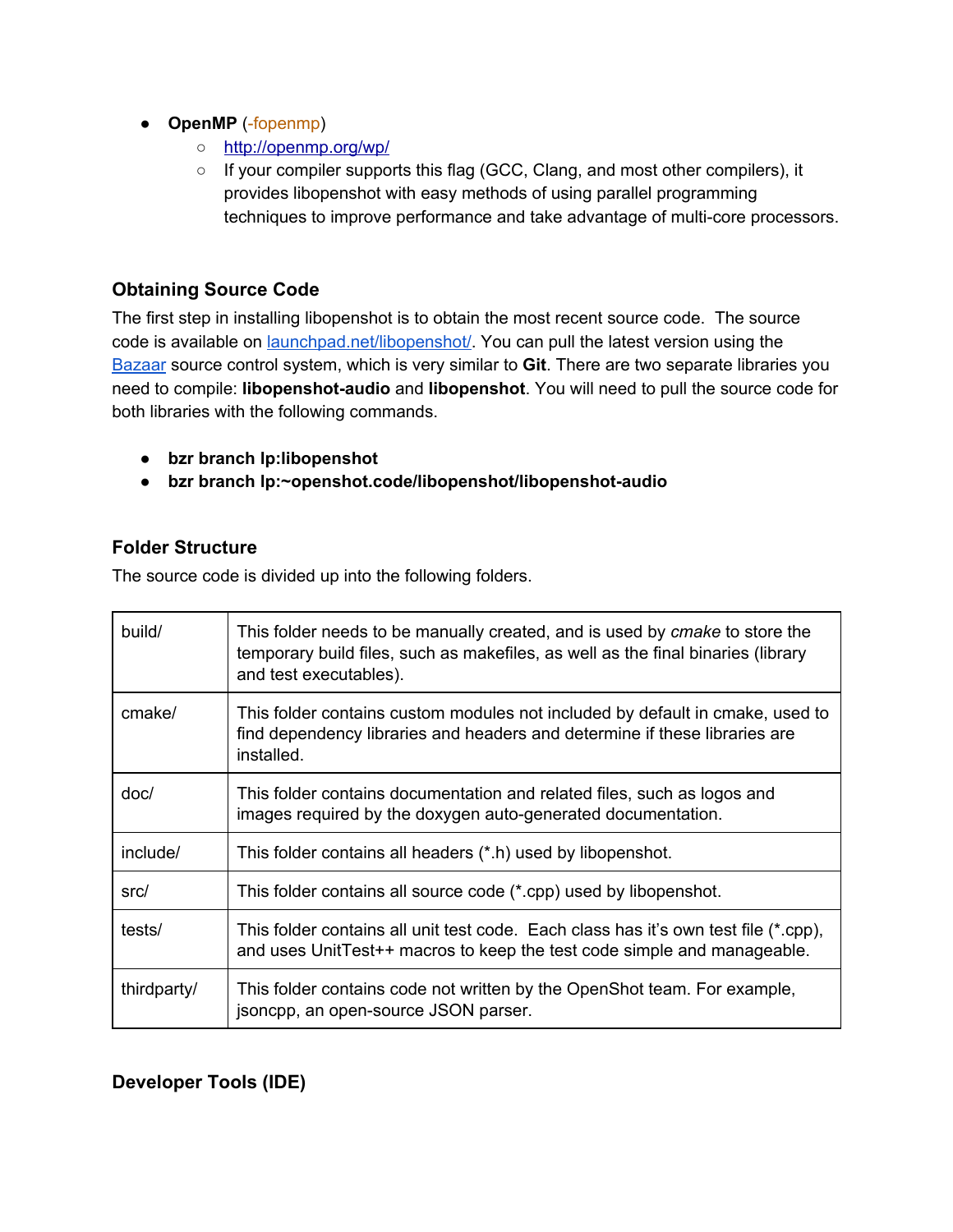- **OpenMP** (-fopenmp)
  - [http://openmp.org/wp/](http://openmp.org/wp/)
  - If your compiler supports this flag (GCC, Clang, and most other compilers), it provides libopenshot with easy methods of using parallel programming techniques to improve performance and take advantage of multi-core processors.

### Obtaining Source Code

The first step in installing libopenshot is to obtain the most recent source code. The source code is available on [launchpad.net/libopenshot/](launchpad.net/libopenshot/). You can pull the latest version using the [Bazaar](#) source control system, which is very similar to **Git**. There are two separate libraries you need to compile: **libopenshot-audio** and **libopenshot**. You will need to pull the source code for both libraries with the following commands.

- **bzr branch lp:libopenshot**
- **bzr branch lp:~openshot.code/libopenshot/libopenshot-audio**

### Folder Structure

The source code is divided up into the following folders.

| | |
|---|---|
| build/ | This folder needs to be manually created, and is used by *cmake* to store the temporary build files, such as makefiles, as well as the final binaries (library and test executables). |
| cmake/ | This folder contains custom modules not included by default in cmake, used to find dependency libraries and headers and determine if these libraries are installed. |
| doc/ | This folder contains documentation and related files, such as logos and images required by the doxygen auto-generated documentation. |
| include/ | This folder contains all headers (*.h) used by libopenshot. |
| src/ | This folder contains all source code (*.cpp) used by libopenshot. |
| tests/ | This folder contains all unit test code. Each class has it's own test file (*.cpp), and uses UnitTest++ macros to keep the test code simple and manageable. |
| thirdparty/ | This folder contains code not written by the OpenShot team. For example, jsoncpp, an open-source JSON parser. |

### Developer Tools (IDE)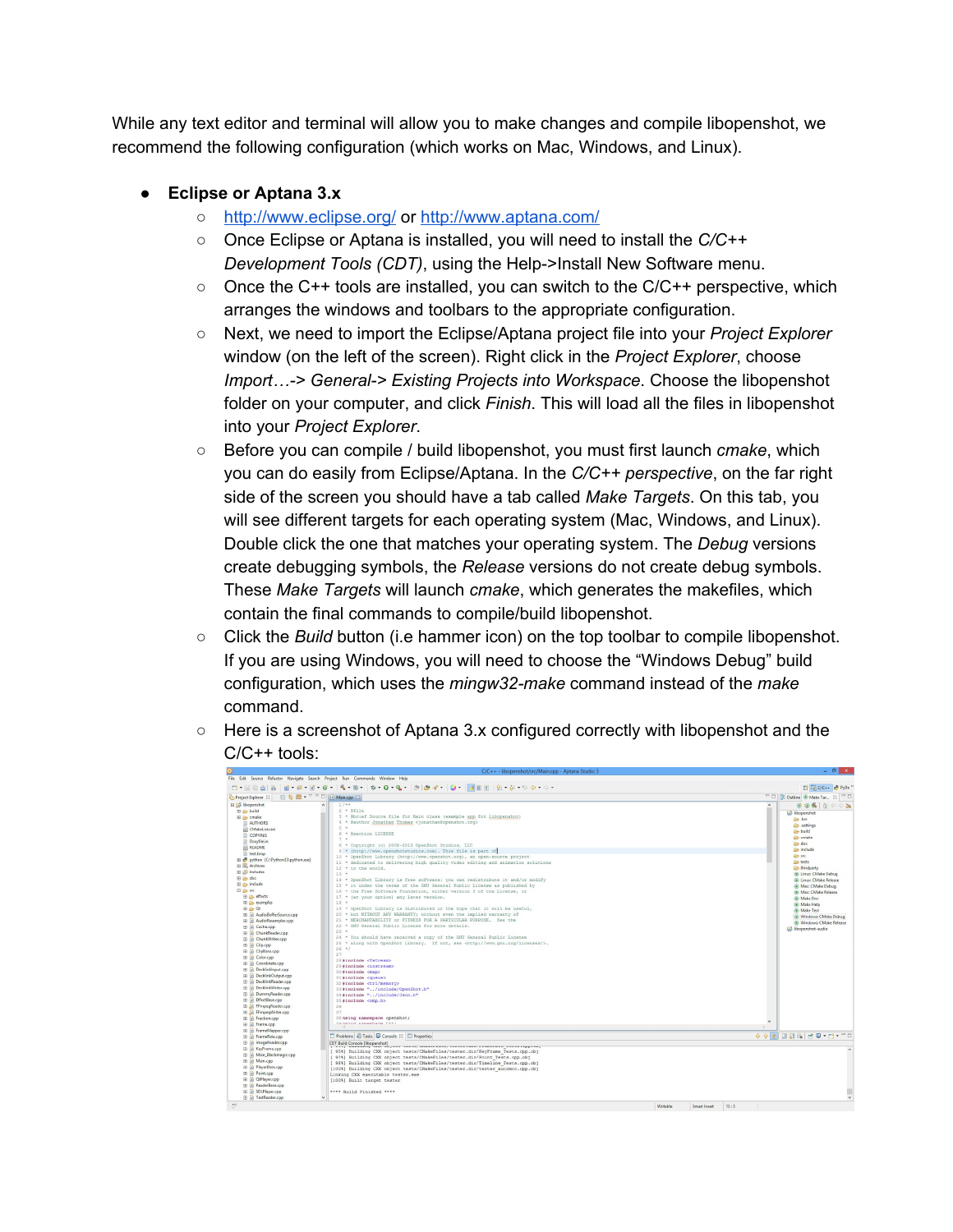While any text editor and terminal will allow you to make changes and compile libopenshot, we recommend the following configuration (which works on Mac, Windows, and Linux).

- **Eclipse or Aptana 3.x**
  - http://www.eclipse.org/ or http://www.aptana.com/
  - Once Eclipse or Aptana is installed, you will need to install the *C/C++ Development Tools (CDT)*, using the Help->Install New Software menu.
  - Once the C++ tools are installed, you can switch to the C/C++ perspective, which arranges the windows and toolbars to the appropriate configuration.
  - Next, we need to import the Eclipse/Aptana project file into your *Project Explorer* window (on the left of the screen). Right click in the *Project Explorer*, choose *Import…-> General-> Existing Projects into Workspace*. Choose the libopenshot folder on your computer, and click *Finish*. This will load all the files in libopenshot into your *Project Explorer*.
  - Before you can compile / build libopenshot, you must first launch *cmake*, which you can do easily from Eclipse/Aptana. In the *C/C++ perspective*, on the far right side of the screen you should have a tab called *Make Targets*. On this tab, you will see different targets for each operating system (Mac, Windows, and Linux). Double click the one that matches your operating system. The *Debug* versions create debugging symbols, the *Release* versions do not create debug symbols. These *Make Targets* will launch *cmake*, which generates the makefiles, which contain the final commands to compile/build libopenshot.
  - Click the *Build* button (i.e hammer icon) on the top toolbar to compile libopenshot. If you are using Windows, you will need to choose the "Windows Debug" build configuration, which uses the *mingw32-make* command instead of the *make* command.
  - Here is a screenshot of Aptana 3.x configured correctly with libopenshot and the C/C++ tools: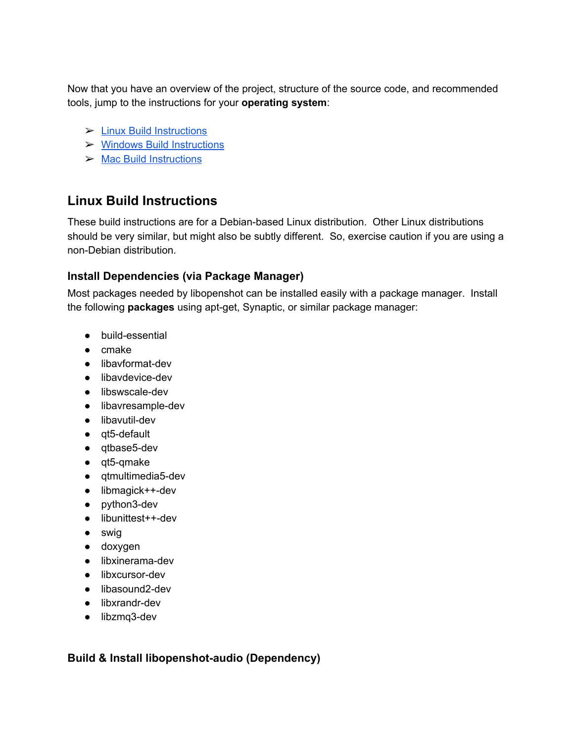Now that you have an overview of the project, structure of the source code, and recommended tools, jump to the instructions for your **operating system**:

- Linux Build Instructions
- Windows Build Instructions
- Mac Build Instructions

## Linux Build Instructions

These build instructions are for a Debian-based Linux distribution. Other Linux distributions should be very similar, but might also be subtly different. So, exercise caution if you are using a non-Debian distribution.

### Install Dependencies (via Package Manager)

Most packages needed by libopenshot can be installed easily with a package manager. Install the following **packages** using apt-get, Synaptic, or similar package manager:

- build-essential
- cmake
- libavformat-dev
- libavdevice-dev
- libswscale-dev
- libavresample-dev
- libavutil-dev
- qt5-default
- qtbase5-dev
- qt5-qmake
- qtmultimedia5-dev
- libmagick++-dev
- python3-dev
- libunittest++-dev
- swig
- doxygen
- libxinerama-dev
- libxcursor-dev
- libasound2-dev
- libxrandr-dev
- libzmq3-dev

### Build & Install libopenshot-audio (Dependency)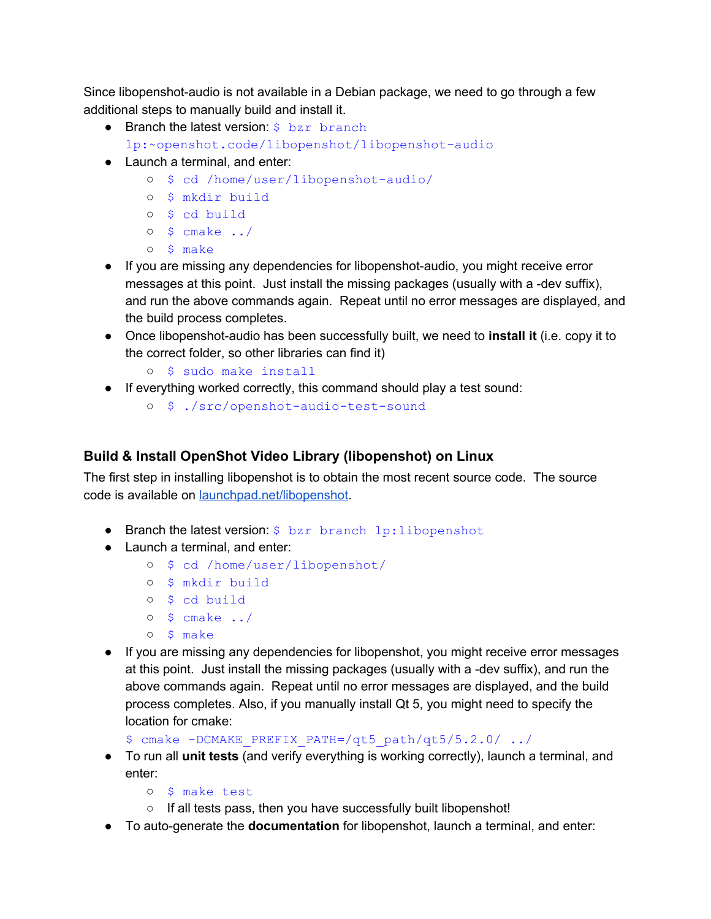Since libopenshot-audio is not available in a Debian package, we need to go through a few additional steps to manually build and install it.

- Branch the latest version: `$ bzr branch lp:~openshot.code/libopenshot/libopenshot-audio`
- Launch a terminal, and enter:
  - `$ cd /home/user/libopenshot-audio/`
  - `$ mkdir build`
  - `$ cd build`
  - `$ cmake ../`
  - `$ make`
- If you are missing any dependencies for libopenshot-audio, you might receive error messages at this point. Just install the missing packages (usually with a -dev suffix), and run the above commands again. Repeat until no error messages are displayed, and the build process completes.
- Once libopenshot-audio has been successfully built, we need to **install it** (i.e. copy it to the correct folder, so other libraries can find it)
  - `$ sudo make install`
- If everything worked correctly, this command should play a test sound:
  - `$ ./src/openshot-audio-test-sound`

### Build & Install OpenShot Video Library (libopenshot) on Linux

The first step in installing libopenshot is to obtain the most recent source code. The source code is available on [launchpad.net/libopenshot](launchpad.net/libopenshot).

- Branch the latest version: `$ bzr branch lp:libopenshot`
- Launch a terminal, and enter:
  - `$ cd /home/user/libopenshot/`
  - `$ mkdir build`
  - `$ cd build`
  - `$ cmake ../`
  - `$ make`
- If you are missing any dependencies for libopenshot, you might receive error messages at this point. Just install the missing packages (usually with a -dev suffix), and run the above commands again. Repeat until no error messages are displayed, and the build process completes. Also, if you manually install Qt 5, you might need to specify the location for cmake:
  `$ cmake -DCMAKE_PREFIX_PATH=/qt5_path/qt5/5.2.0/ ../`
- To run all **unit tests** (and verify everything is working correctly), launch a terminal, and enter:
  - `$ make test`
  - If all tests pass, then you have successfully built libopenshot!
- To auto-generate the **documentation** for libopenshot, launch a terminal, and enter: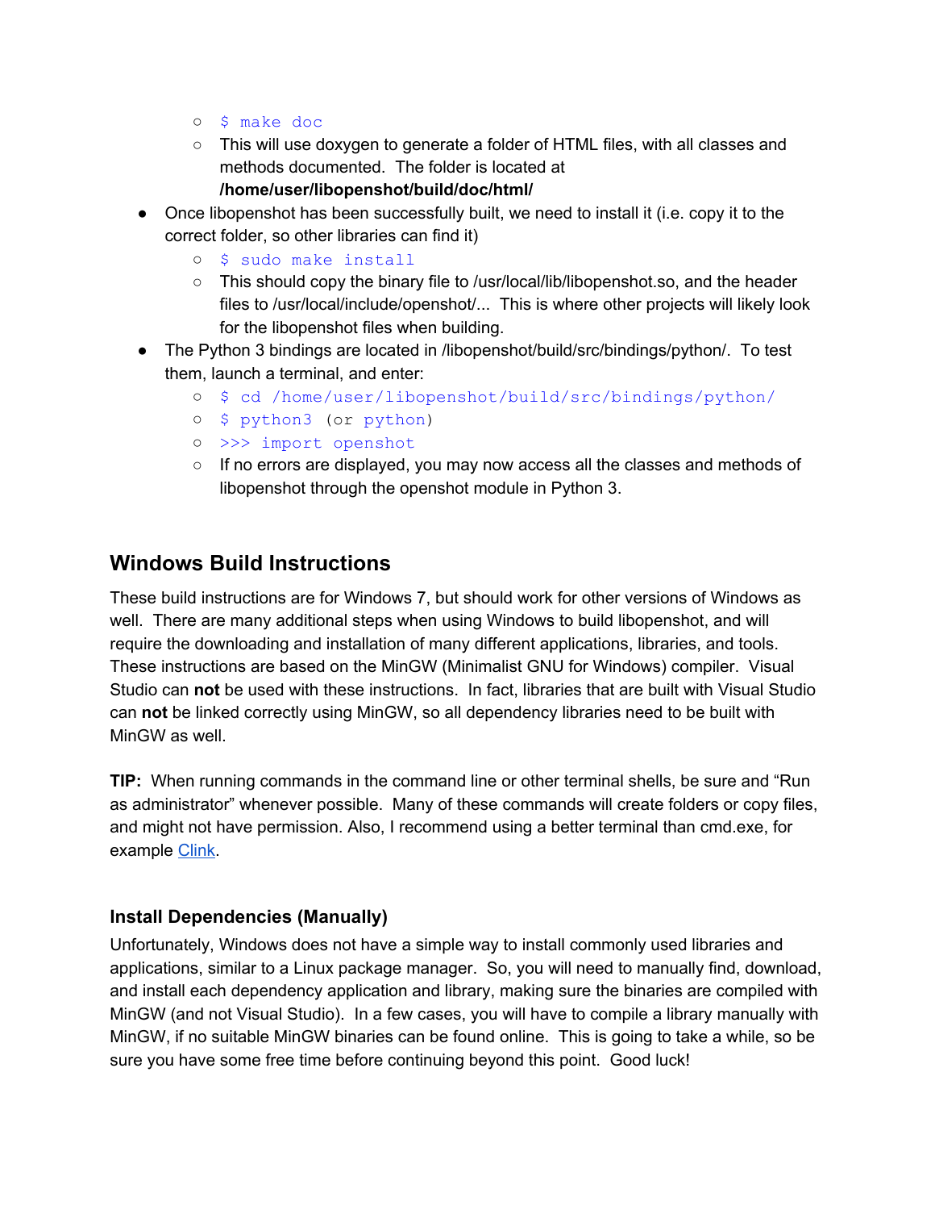- `$ make doc`
  - This will use doxygen to generate a folder of HTML files, with all classes and methods documented. The folder is located at **/home/user/libopenshot/build/doc/html/**
- Once libopenshot has been successfully built, we need to install it (i.e. copy it to the correct folder, so other libraries can find it)
  - `$ sudo make install`
  - This should copy the binary file to /usr/local/lib/libopenshot.so, and the header files to /usr/local/include/openshot/... This is where other projects will likely look for the libopenshot files when building.
- The Python 3 bindings are located in /libopenshot/build/src/bindings/python/. To test them, launch a terminal, and enter:
  - `$ cd /home/user/libopenshot/build/src/bindings/python/`
  - `$ python3` (or `python`)
  - `>>> import openshot`
  - If no errors are displayed, you may now access all the classes and methods of libopenshot through the openshot module in Python 3.

## Windows Build Instructions

These build instructions are for Windows 7, but should work for other versions of Windows as well. There are many additional steps when using Windows to build libopenshot, and will require the downloading and installation of many different applications, libraries, and tools. These instructions are based on the MinGW (Minimalist GNU for Windows) compiler. Visual Studio can **not** be used with these instructions. In fact, libraries that are built with Visual Studio can **not** be linked correctly using MinGW, so all dependency libraries need to be built with MinGW as well.

**TIP:** When running commands in the command line or other terminal shells, be sure and "Run as administrator" whenever possible. Many of these commands will create folders or copy files, and might not have permission. Also, I recommend using a better terminal than cmd.exe, for example Clink.

### Install Dependencies (Manually)

Unfortunately, Windows does not have a simple way to install commonly used libraries and applications, similar to a Linux package manager. So, you will need to manually find, download, and install each dependency application and library, making sure the binaries are compiled with MinGW (and not Visual Studio). In a few cases, you will have to compile a library manually with MinGW, if no suitable MinGW binaries can be found online. This is going to take a while, so be sure you have some free time before continuing beyond this point. Good luck!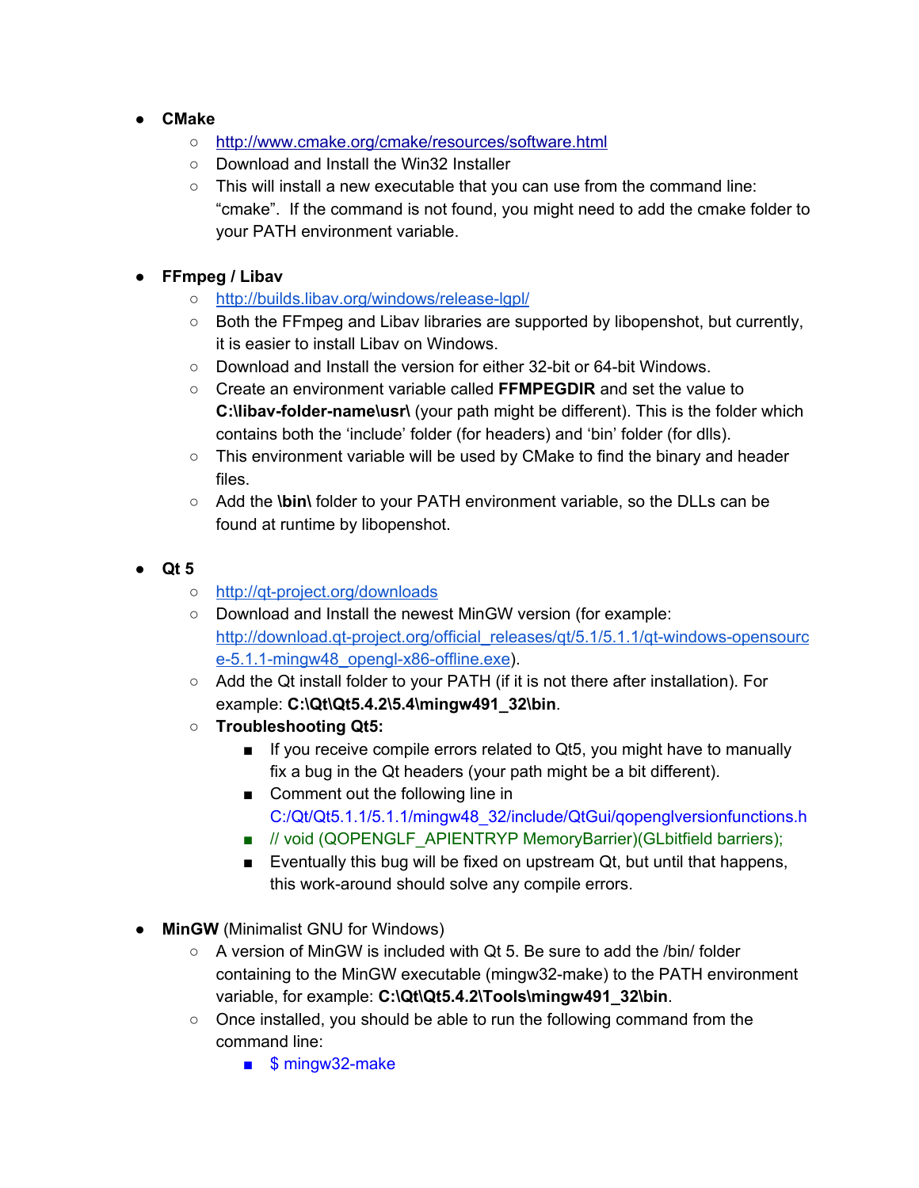- **CMake**
  - [http://www.cmake.org/cmake/resources/software.html](http://www.cmake.org/cmake/resources/software.html)
  - Download and Install the Win32 Installer
  - This will install a new executable that you can use from the command line: "cmake". If the command is not found, you might need to add the cmake folder to your PATH environment variable.

- **FFmpeg / Libav**
  - [http://builds.libav.org/windows/release-lgpl/](http://builds.libav.org/windows/release-lgpl/)
  - Both the FFmpeg and Libav libraries are supported by libopenshot, but currently, it is easier to install Libav on Windows.
  - Download and Install the version for either 32-bit or 64-bit Windows.
  - Create an environment variable called **FFMPEGDIR** and set the value to **C:\libav-folder-name\usr\** (your path might be different). This is the folder which contains both the 'include' folder (for headers) and 'bin' folder (for dlls).
  - This environment variable will be used by CMake to find the binary and header files.
  - Add the **\bin\** folder to your PATH environment variable, so the DLLs can be found at runtime by libopenshot.

- **Qt 5**
  - [http://qt-project.org/downloads](http://qt-project.org/downloads)
  - Download and Install the newest MinGW version (for example: [http://download.qt-project.org/official_releases/qt/5.1/5.1.1/qt-windows-opensource-5.1.1-mingw48_opengl-x86-offline.exe](http://download.qt-project.org/official_releases/qt/5.1/5.1.1/qt-windows-opensource-5.1.1-mingw48_opengl-x86-offline.exe)).
  - Add the Qt install folder to your PATH (if it is not there after installation). For example: **C:\Qt\Qt5.4.2\5.4\mingw491_32\bin**.
  - **Troubleshooting Qt5:**
    - If you receive compile errors related to Qt5, you might have to manually fix a bug in the Qt headers (your path might be a bit different).
    - Comment out the following line in C:/Qt/Qt5.1.1/5.1.1/mingw48_32/include/QtGui/qopenglversionfunctions.h
    - `// void (QOPENGLF_APIENTRYP MemoryBarrier)(GLbitfield barriers);`
    - Eventually this bug will be fixed on upstream Qt, but until that happens, this work-around should solve any compile errors.

- **MinGW** (Minimalist GNU for Windows)
  - A version of MinGW is included with Qt 5. Be sure to add the /bin/ folder containing to the MinGW executable (mingw32-make) to the PATH environment variable, for example: **C:\Qt\Qt5.4.2\Tools\mingw491_32\bin**.
  - Once installed, you should be able to run the following command from the command line:
    - `$ mingw32-make`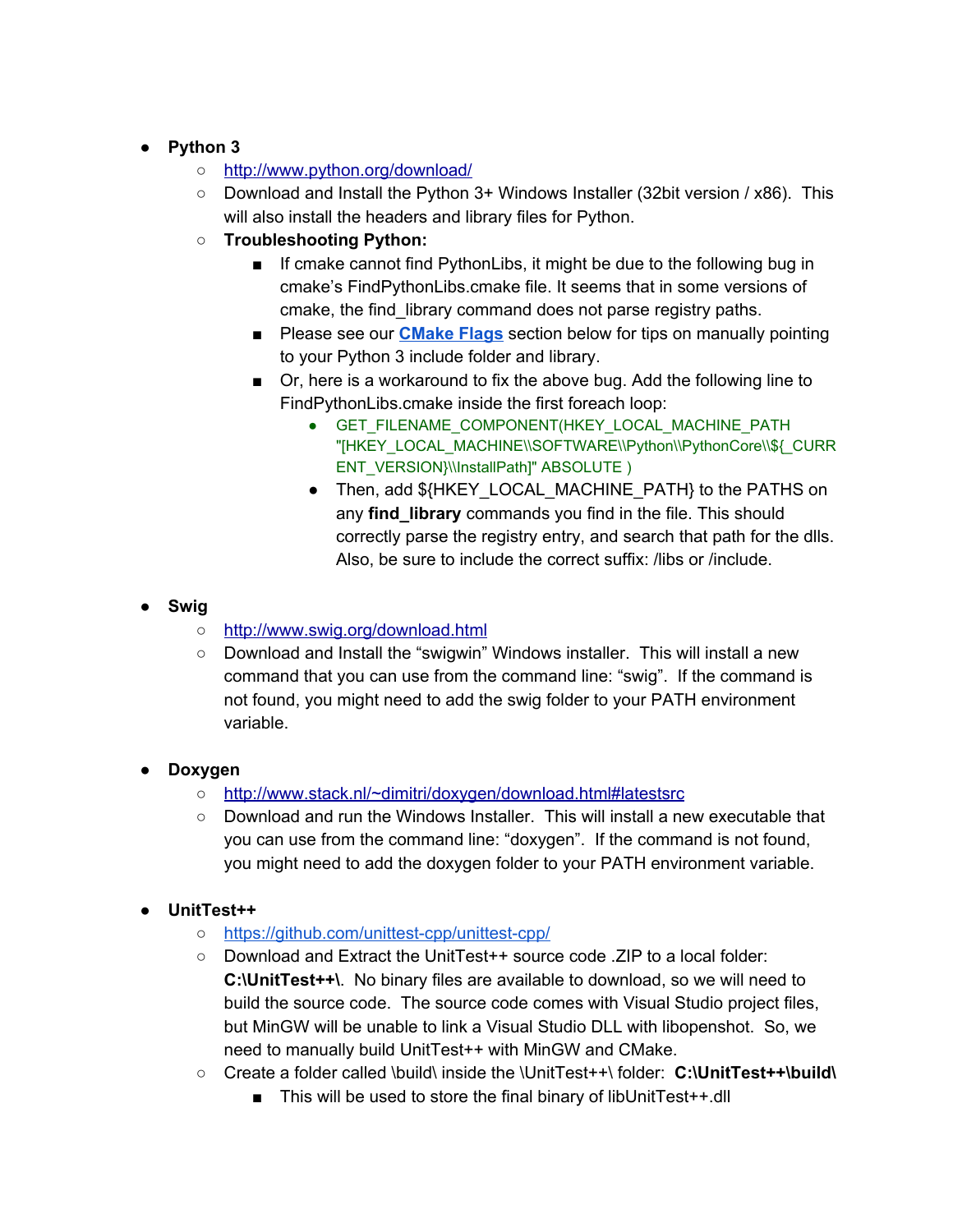- **Python 3**
    - http://www.python.org/download/
    - Download and Install the Python 3+ Windows Installer (32bit version / x86). This will also install the headers and library files for Python.
    - **Troubleshooting Python:**
        - If cmake cannot find PythonLibs, it might be due to the following bug in cmake's FindPythonLibs.cmake file. It seems that in some versions of cmake, the find_library command does not parse registry paths.
        - Please see our **CMake Flags** section below for tips on manually pointing to your Python 3 include folder and library.
        - Or, here is a workaround to fix the above bug. Add the following line to FindPythonLibs.cmake inside the first foreach loop:
            - GET_FILENAME_COMPONENT(HKEY_LOCAL_MACHINE_PATH "[HKEY_LOCAL_MACHINE\\SOFTWARE\\Python\\PythonCore\\${_CURRENT_VERSION}\\InstallPath]" ABSOLUTE )
            - Then, add ${HKEY_LOCAL_MACHINE_PATH} to the PATHS on any **find_library** commands you find in the file. This should correctly parse the registry entry, and search that path for the dlls. Also, be sure to include the correct suffix: /libs or /include.

- **Swig**
    - http://www.swig.org/download.html
    - Download and Install the "swigwin" Windows installer. This will install a new command that you can use from the command line: "swig". If the command is not found, you might need to add the swig folder to your PATH environment variable.

- **Doxygen**
    - http://www.stack.nl/~dimitri/doxygen/download.html#latestsrc
    - Download and run the Windows Installer. This will install a new executable that you can use from the command line: "doxygen". If the command is not found, you might need to add the doxygen folder to your PATH environment variable.

- **UnitTest++**
    - https://github.com/unittest-cpp/unittest-cpp/
    - Download and Extract the UnitTest++ source code .ZIP to a local folder: **C:\UnitTest++\**. No binary files are available to download, so we will need to build the source code. The source code comes with Visual Studio project files, but MinGW will be unable to link a Visual Studio DLL with libopenshot. So, we need to manually build UnitTest++ with MinGW and CMake.
    - Create a folder called \build\ inside the \UnitTest++\ folder: **C:\UnitTest++\build\**
        - This will be used to store the final binary of libUnitTest++.dll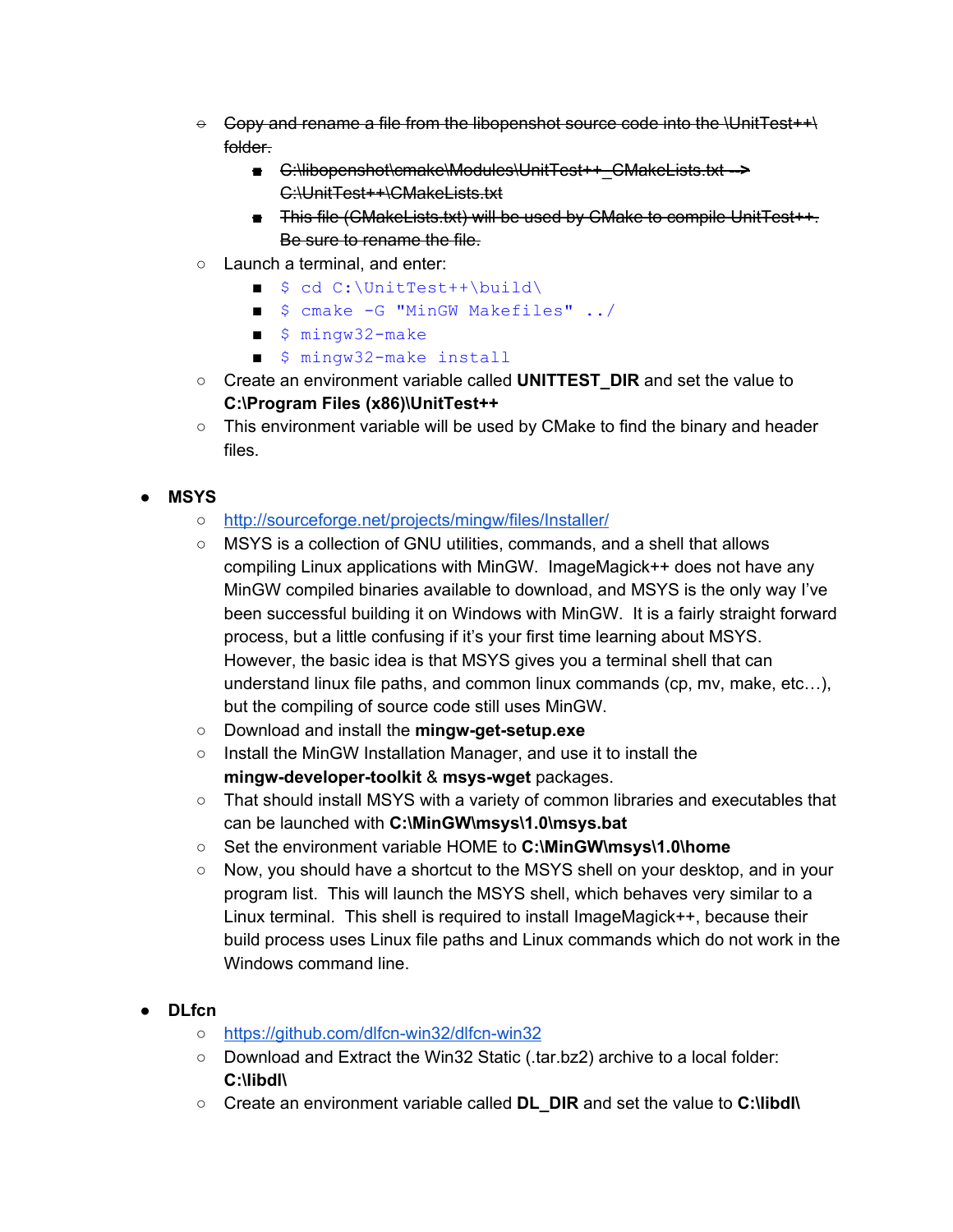- ~~Copy and rename a file from the libopenshot source code into the \UnitTest++\ folder.~~
  - ~~C:\libopenshot\cmake\Modules\UnitTest++_CMakeLists.txt --> C:\UnitTest++\CMakeLists.txt~~
  - ~~This file (CMakeLists.txt) will be used by CMake to compile UnitTest++. Be sure to rename the file.~~
- Launch a terminal, and enter:
  - `$ cd C:\UnitTest++\build\`
  - `$ cmake -G "MinGW Makefiles" ../`
  - `$ mingw32-make`
  - `$ mingw32-make install`
- Create an environment variable called **UNITTEST_DIR** and set the value to **C:\Program Files (x86)\UnitTest++**
- This environment variable will be used by CMake to find the binary and header files.

- **MSYS**
  - http://sourceforge.net/projects/mingw/files/Installer/
  - MSYS is a collection of GNU utilities, commands, and a shell that allows compiling Linux applications with MinGW. ImageMagick++ does not have any MinGW compiled binaries available to download, and MSYS is the only way I've been successful building it on Windows with MinGW. It is a fairly straight forward process, but a little confusing if it's your first time learning about MSYS. However, the basic idea is that MSYS gives you a terminal shell that can understand linux file paths, and common linux commands (cp, mv, make, etc…), but the compiling of source code still uses MinGW.
  - Download and install the **mingw-get-setup.exe**
  - Install the MinGW Installation Manager, and use it to install the **mingw-developer-toolkit** & **msys-wget** packages.
  - That should install MSYS with a variety of common libraries and executables that can be launched with **C:\MinGW\msys\1.0\msys.bat**
  - Set the environment variable HOME to **C:\MinGW\msys\1.0\home**
  - Now, you should have a shortcut to the MSYS shell on your desktop, and in your program list. This will launch the MSYS shell, which behaves very similar to a Linux terminal. This shell is required to install ImageMagick++, because their build process uses Linux file paths and Linux commands which do not work in the Windows command line.

- **DLfcn**
  - https://github.com/dlfcn-win32/dlfcn-win32
  - Download and Extract the Win32 Static (.tar.bz2) archive to a local folder: **C:\libdl\**
  - Create an environment variable called **DL_DIR** and set the value to **C:\libdl\**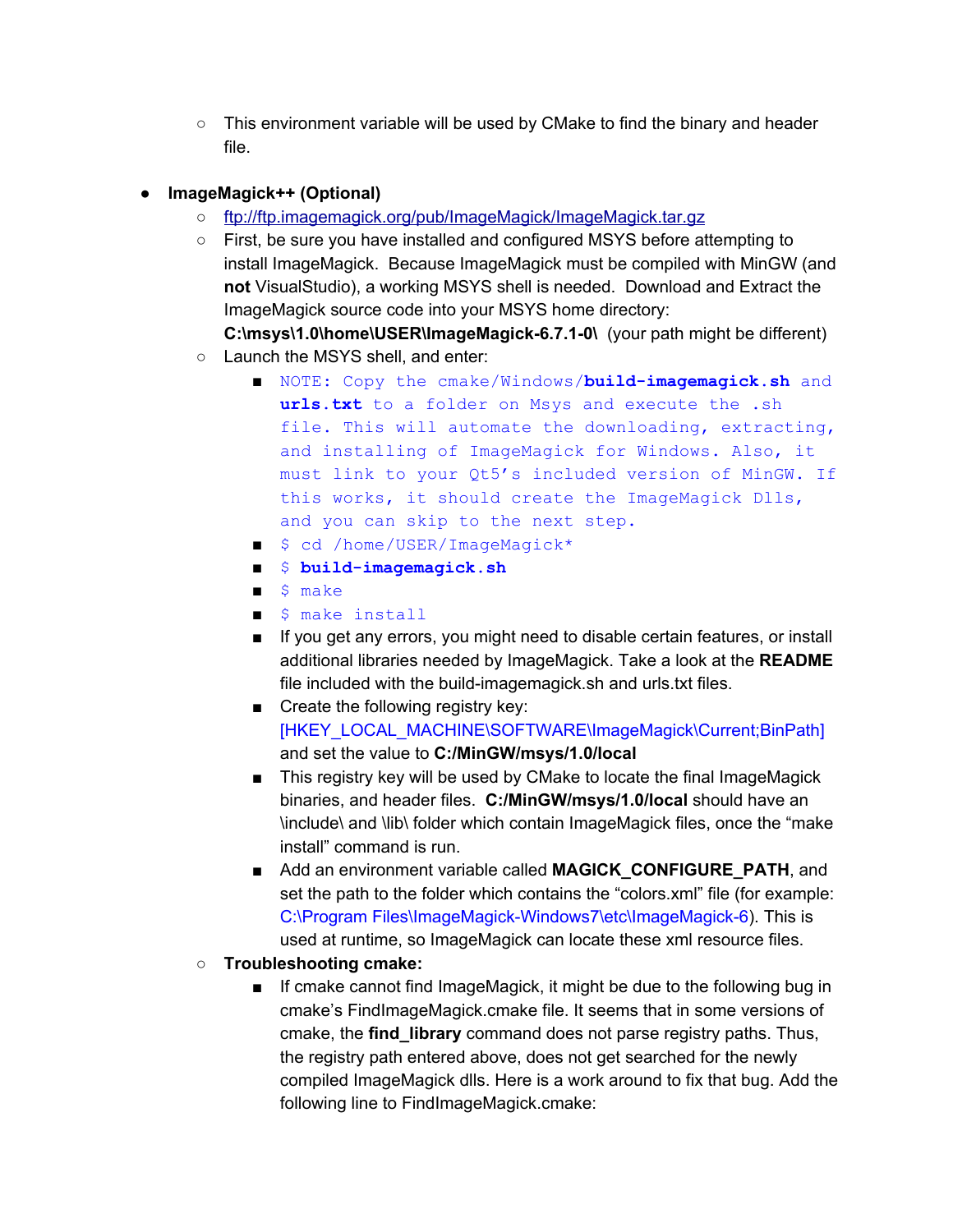- This environment variable will be used by CMake to find the binary and header file.

- **ImageMagick++ (Optional)**
    - ftp://ftp.imagemagick.org/pub/ImageMagick/ImageMagick.tar.gz
    - First, be sure you have installed and configured MSYS before attempting to install ImageMagick. Because ImageMagick must be compiled with MinGW (and **not** VisualStudio), a working MSYS shell is needed. Download and Extract the ImageMagick source code into your MSYS home directory: **C:\msys\1.0\home\USER\ImageMagick-6.7.1-0\** (your path might be different)
    - Launch the MSYS shell, and enter:
        - `NOTE: Copy the cmake/Windows/`**`build-imagemagick.sh`**` and `**`urls.txt`**` to a folder on Msys and execute the .sh file. This will automate the downloading, extracting, and installing of ImageMagick for Windows. Also, it must link to your Qt5's included version of MinGW. If this works, it should create the ImageMagick Dlls, and you can skip to the next step.`
        - `$ cd /home/USER/ImageMagick*`
        - `$ `**`build-imagemagick.sh`**
        - `$ make`
        - `$ make install`
        - If you get any errors, you might need to disable certain features, or install additional libraries needed by ImageMagick. Take a look at the **README** file included with the build-imagemagick.sh and urls.txt files.
        - Create the following registry key: [HKEY_LOCAL_MACHINE\SOFTWARE\ImageMagick\Current;BinPath] and set the value to **C:/MinGW/msys/1.0/local**
        - This registry key will be used by CMake to locate the final ImageMagick binaries, and header files. **C:/MinGW/msys/1.0/local** should have an \include\ and \lib\ folder which contain ImageMagick files, once the "make install" command is run.
        - Add an environment variable called **MAGICK_CONFIGURE_PATH**, and set the path to the folder which contains the "colors.xml" file (for example: C:\Program Files\ImageMagick-Windows7\etc\ImageMagick-6). This is used at runtime, so ImageMagick can locate these xml resource files.
    - **Troubleshooting cmake:**
        - If cmake cannot find ImageMagick, it might be due to the following bug in cmake's FindImageMagick.cmake file. It seems that in some versions of cmake, the **find_library** command does not parse registry paths. Thus, the registry path entered above, does not get searched for the newly compiled ImageMagick dlls. Here is a work around to fix that bug. Add the following line to FindImageMagick.cmake: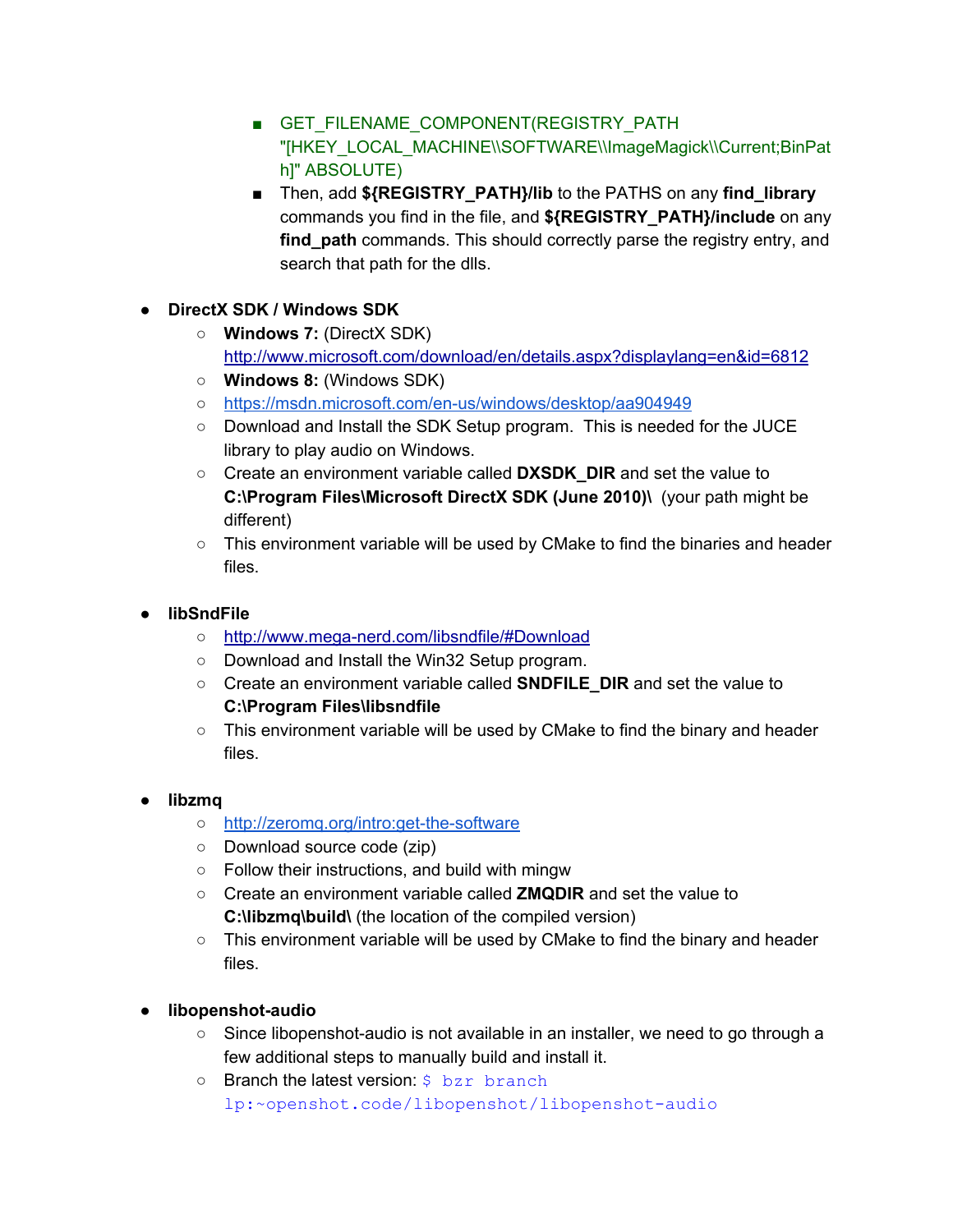- GET_FILENAME_COMPONENT(REGISTRY_PATH "[HKEY_LOCAL_MACHINE\\SOFTWARE\\ImageMagick\\Current;BinPath]" ABSOLUTE)
        - Then, add **${REGISTRY_PATH}/lib** to the PATHS on any **find_library** commands you find in the file, and **${REGISTRY_PATH}/include** on any **find_path** commands. This should correctly parse the registry entry, and search that path for the dlls.

- **DirectX SDK / Windows SDK**
    - **Windows 7:** (DirectX SDK) http://www.microsoft.com/download/en/details.aspx?displaylang=en&id=6812
    - **Windows 8:** (Windows SDK)
    - https://msdn.microsoft.com/en-us/windows/desktop/aa904949
    - Download and Install the SDK Setup program. This is needed for the JUCE library to play audio on Windows.
    - Create an environment variable called **DXSDK_DIR** and set the value to **C:\Program Files\Microsoft DirectX SDK (June 2010)\** (your path might be different)
    - This environment variable will be used by CMake to find the binaries and header files.

- **libSndFile**
    - http://www.mega-nerd.com/libsndfile/#Download
    - Download and Install the Win32 Setup program.
    - Create an environment variable called **SNDFILE_DIR** and set the value to **C:\Program Files\libsndfile**
    - This environment variable will be used by CMake to find the binary and header files.

- **libzmq**
    - http://zeromq.org/intro:get-the-software
    - Download source code (zip)
    - Follow their instructions, and build with mingw
    - Create an environment variable called **ZMQDIR** and set the value to **C:\libzmq\build\** (the location of the compiled version)
    - This environment variable will be used by CMake to find the binary and header files.

- **libopenshot-audio**
    - Since libopenshot-audio is not available in an installer, we need to go through a few additional steps to manually build and install it.
    - Branch the latest version: `$ bzr branch lp:~openshot.code/libopenshot/libopenshot-audio`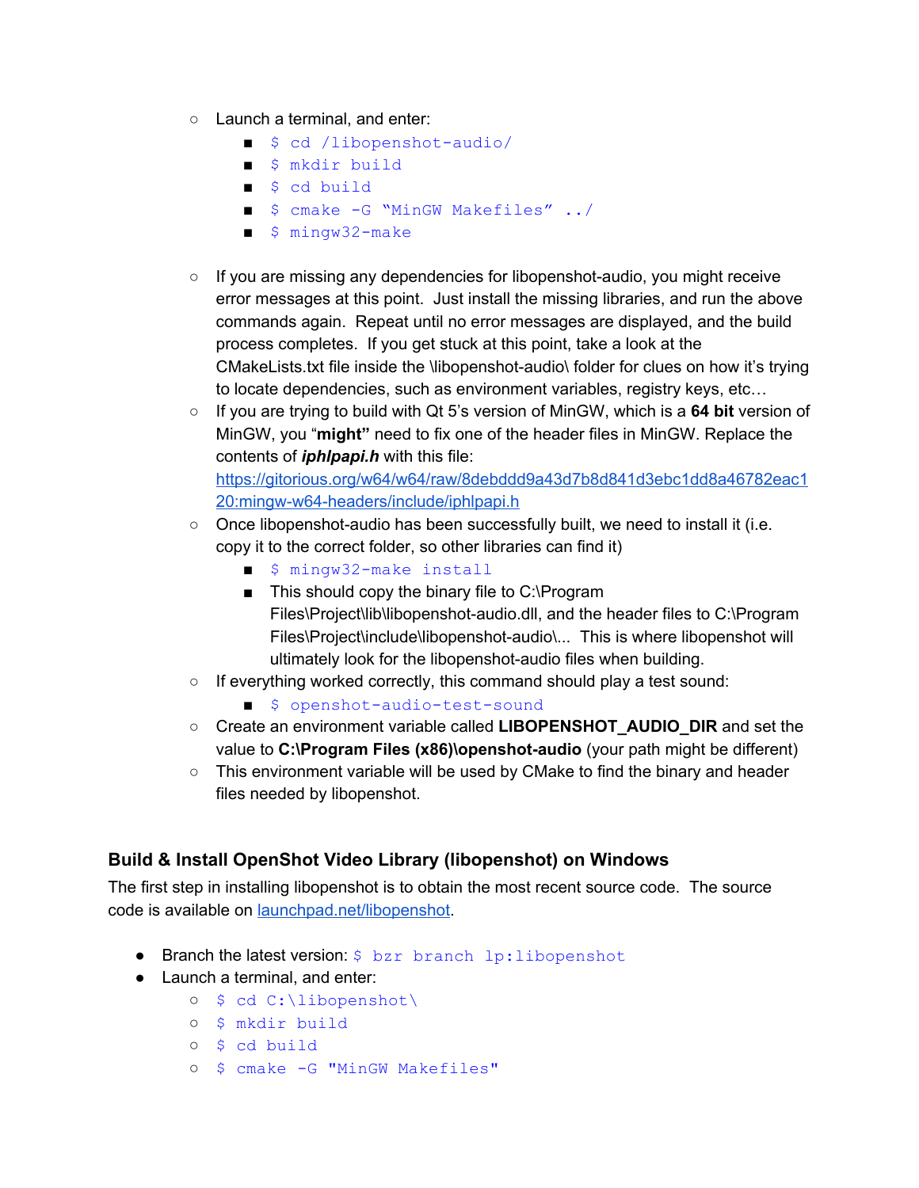- Launch a terminal, and enter:
    - `$ cd /libopenshot-audio/`
    - `$ mkdir build`
    - `$ cd build`
    - `$ cmake -G “MinGW Makefiles” ../`
    - `$ mingw32-make`

- If you are missing any dependencies for libopenshot-audio, you might receive error messages at this point. Just install the missing libraries, and run the above commands again. Repeat until no error messages are displayed, and the build process completes. If you get stuck at this point, take a look at the CMakeLists.txt file inside the \libopenshot-audio\ folder for clues on how it's trying to locate dependencies, such as environment variables, registry keys, etc…
- If you are trying to build with Qt 5's version of MinGW, which is a **64 bit** version of MinGW, you “**might”** need to fix one of the header files in MinGW. Replace the contents of ***iphlpapi.h*** with this file: [https://gitorious.org/w64/w64/raw/8debddd9a43d7b8d841d3ebc1dd8a46782eac120:mingw-w64-headers/include/iphlpapi.h](https://gitorious.org/w64/w64/raw/8debddd9a43d7b8d841d3ebc1dd8a46782eac120:mingw-w64-headers/include/iphlpapi.h)
- Once libopenshot-audio has been successfully built, we need to install it (i.e. copy it to the correct folder, so other libraries can find it)
    - `$ mingw32-make install`
    - This should copy the binary file to C:\Program Files\Project\lib\libopenshot-audio.dll, and the header files to C:\Program Files\Project\include\libopenshot-audio\... This is where libopenshot will ultimately look for the libopenshot-audio files when building.
- If everything worked correctly, this command should play a test sound:
    - `$ openshot-audio-test-sound`
- Create an environment variable called **LIBOPENSHOT_AUDIO_DIR** and set the value to **C:\Program Files (x86)\openshot-audio** (your path might be different)
- This environment variable will be used by CMake to find the binary and header files needed by libopenshot.

### Build & Install OpenShot Video Library (libopenshot) on Windows

The first step in installing libopenshot is to obtain the most recent source code. The source code is available on [launchpad.net/libopenshot](launchpad.net/libopenshot).

- Branch the latest version: `$ bzr branch lp:libopenshot`
- Launch a terminal, and enter:
    - `$ cd C:\libopenshot\`
    - `$ mkdir build`
    - `$ cd build`
    - `$ cmake -G "MinGW Makefiles"`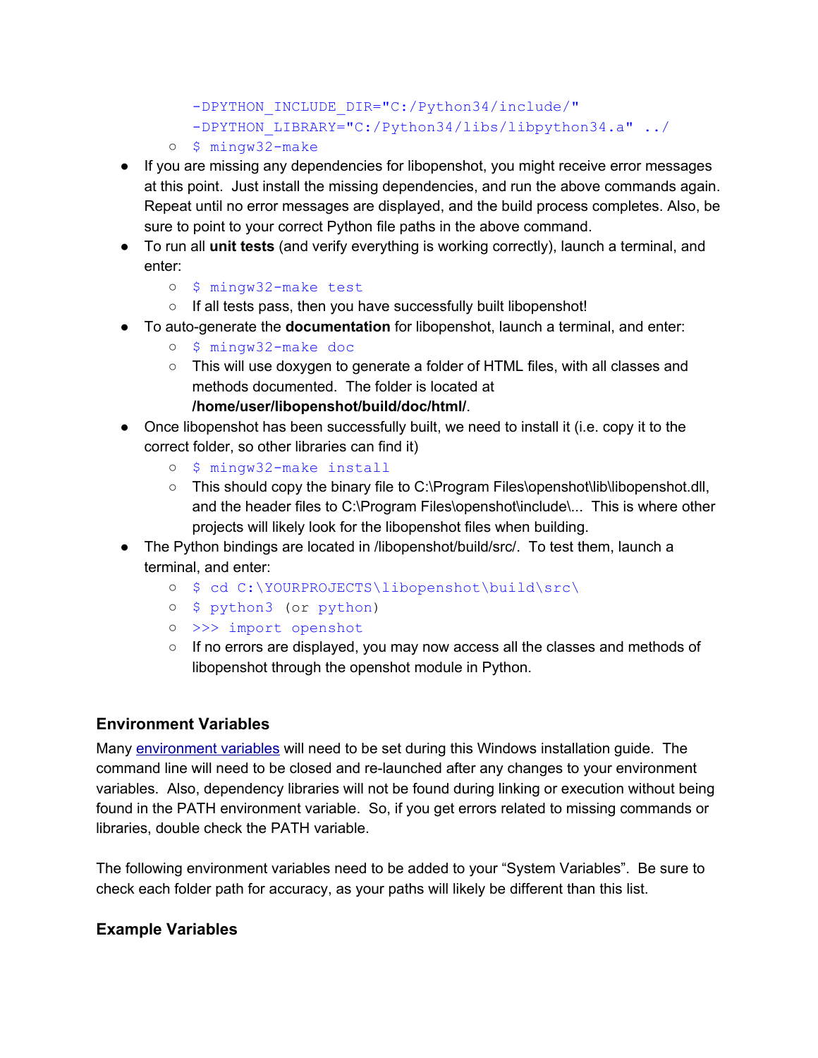```
-DPYTHON_INCLUDE_DIR="C:/Python34/include/"
-DPYTHON_LIBRARY="C:/Python34/libs/libpython34.a" ../
```

  - `$ mingw32-make`
- If you are missing any dependencies for libopenshot, you might receive error messages at this point. Just install the missing dependencies, and run the above commands again. Repeat until no error messages are displayed, and the build process completes. Also, be sure to point to your correct Python file paths in the above command.
- To run all **unit tests** (and verify everything is working correctly), launch a terminal, and enter:
  - `$ mingw32-make test`
  - If all tests pass, then you have successfully built libopenshot!
- To auto-generate the **documentation** for libopenshot, launch a terminal, and enter:
  - `$ mingw32-make doc`
  - This will use doxygen to generate a folder of HTML files, with all classes and methods documented. The folder is located at **/home/user/libopenshot/build/doc/html/**.
- Once libopenshot has been successfully built, we need to install it (i.e. copy it to the correct folder, so other libraries can find it)
  - `$ mingw32-make install`
  - This should copy the binary file to C:\Program Files\openshot\lib\libopenshot.dll, and the header files to C:\Program Files\openshot\include\... This is where other projects will likely look for the libopenshot files when building.
- The Python bindings are located in /libopenshot/build/src/. To test them, launch a terminal, and enter:
  - `$ cd C:\YOURPROJECTS\libopenshot\build\src\`
  - `$ python3` (or `python`)
  - `>>> import openshot`
  - If no errors are displayed, you may now access all the classes and methods of libopenshot through the openshot module in Python.

## Environment Variables

Many environment variables will need to be set during this Windows installation guide. The command line will need to be closed and re-launched after any changes to your environment variables. Also, dependency libraries will not be found during linking or execution without being found in the PATH environment variable. So, if you get errors related to missing commands or libraries, double check the PATH variable.

The following environment variables need to be added to your "System Variables". Be sure to check each folder path for accuracy, as your paths will likely be different than this list.

## Example Variables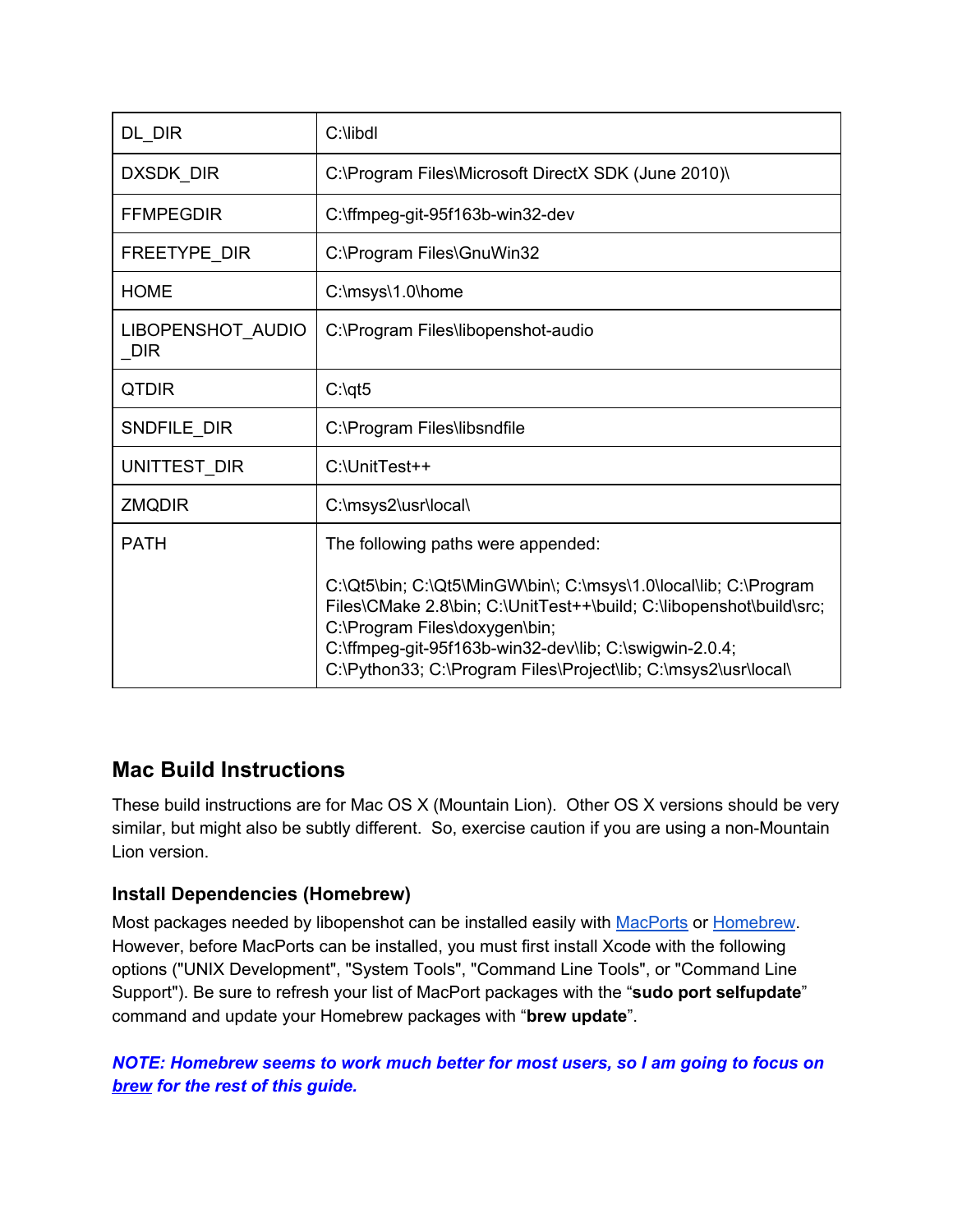| DL_DIR | C:\libdl |
|---|---|
| DXSDK_DIR | C:\Program Files\Microsoft DirectX SDK (June 2010)\ |
| FFMPEGDIR | C:\ffmpeg-git-95f163b-win32-dev |
| FREETYPE_DIR | C:\Program Files\GnuWin32 |
| HOME | C:\msys\1.0\home |
| LIBOPENSHOT_AUDIO_DIR | C:\Program Files\libopenshot-audio |
| QTDIR | C:\qt5 |
| SNDFILE_DIR | C:\Program Files\libsndfile |
| UNITTEST_DIR | C:\UnitTest++ |
| ZMQDIR | C:\msys2\usr\local\ |
| PATH | The following paths were appended:<br><br>C:\Qt5\bin; C:\Qt5\MinGW\bin\; C:\msys\1.0\local\lib; C:\Program Files\CMake 2.8\bin; C:\UnitTest++\build; C:\libopenshot\build\src; C:\Program Files\doxygen\bin; C:\ffmpeg-git-95f163b-win32-dev\lib; C:\swigwin-2.0.4; C:\Python33; C:\Program Files\Project\lib; C:\msys2\usr\local\ |

## Mac Build Instructions

These build instructions are for Mac OS X (Mountain Lion). Other OS X versions should be very similar, but might also be subtly different. So, exercise caution if you are using a non-Mountain Lion version.

### Install Dependencies (Homebrew)

Most packages needed by libopenshot can be installed easily with MacPorts or Homebrew. However, before MacPorts can be installed, you must first install Xcode with the following options ("UNIX Development", "System Tools", "Command Line Tools", or "Command Line Support"). Be sure to refresh your list of MacPort packages with the "**sudo port selfupdate**" command and update your Homebrew packages with "**brew update**".

***NOTE: Homebrew seems to work much better for most users, so I am going to focus on brew for the rest of this guide.***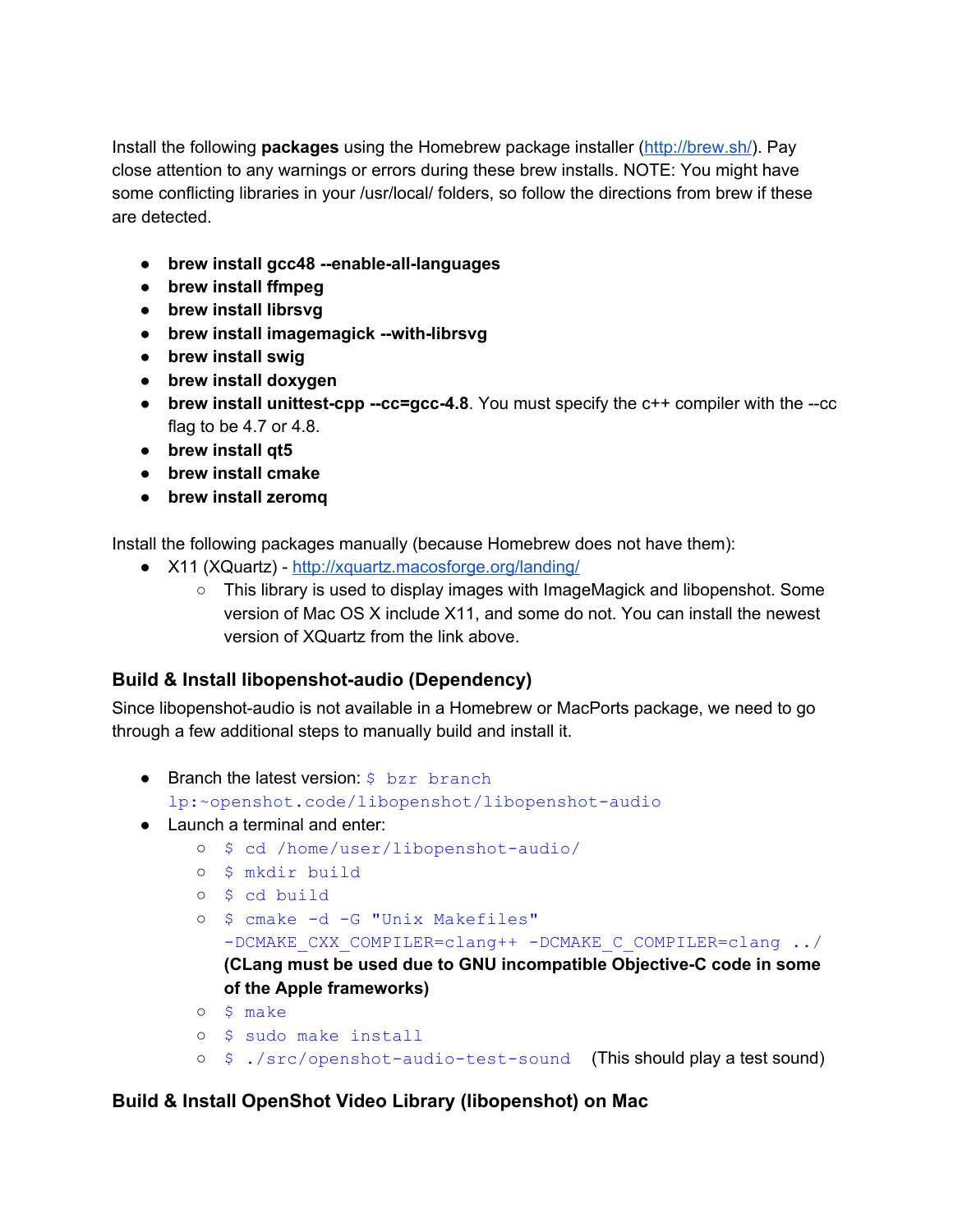Install the following **packages** using the Homebrew package installer ([http://brew.sh/](http://brew.sh/)). Pay close attention to any warnings or errors during these brew installs. NOTE: You might have some conflicting libraries in your /usr/local/ folders, so follow the directions from brew if these are detected.

- **brew install gcc48 --enable-all-languages**
- **brew install ffmpeg**
- **brew install librsvg**
- **brew install imagemagick --with-librsvg**
- **brew install swig**
- **brew install doxygen**
- **brew install unittest-cpp --cc=gcc-4.8**. You must specify the c++ compiler with the --cc flag to be 4.7 or 4.8.
- **brew install qt5**
- **brew install cmake**
- **brew install zeromq**

Install the following packages manually (because Homebrew does not have them):

- X11 (XQuartz) - [http://xquartz.macosforge.org/landing/](http://xquartz.macosforge.org/landing/)
  - This library is used to display images with ImageMagick and libopenshot. Some version of Mac OS X include X11, and some do not. You can install the newest version of XQuartz from the link above.

### Build & Install libopenshot-audio (Dependency)

Since libopenshot-audio is not available in a Homebrew or MacPorts package, we need to go through a few additional steps to manually build and install it.

- Branch the latest version: `$ bzr branch lp:~openshot.code/libopenshot/libopenshot-audio`
- Launch a terminal and enter:
  - `$ cd /home/user/libopenshot-audio/`
  - `$ mkdir build`
  - `$ cd build`
  - `$ cmake -d -G "Unix Makefiles" -DCMAKE_CXX_COMPILER=clang++ -DCMAKE_C_COMPILER=clang ../` **(CLang must be used due to GNU incompatible Objective-C code in some of the Apple frameworks)**
  - `$ make`
  - `$ sudo make install`
  - `$ ./src/openshot-audio-test-sound` (This should play a test sound)

### Build & Install OpenShot Video Library (libopenshot) on Mac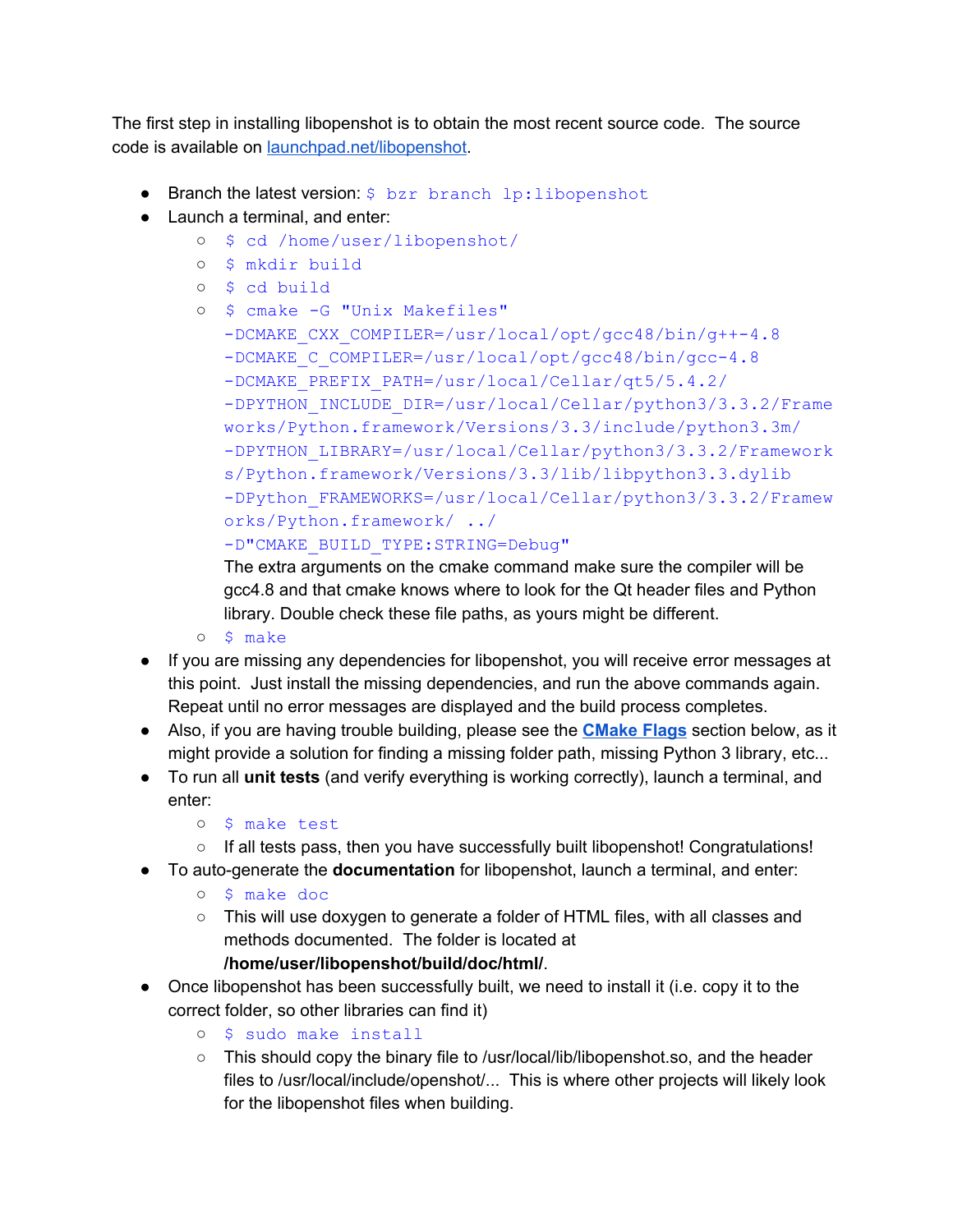The first step in installing libopenshot is to obtain the most recent source code. The source code is available on [launchpad.net/libopenshot](launchpad.net/libopenshot).

- Branch the latest version: `$ bzr branch lp:libopenshot`
- Launch a terminal, and enter:
  - `$ cd /home/user/libopenshot/`
  - `$ mkdir build`
  - `$ cd build`
  - `$ cmake -G "Unix Makefiles" -DCMAKE_CXX_COMPILER=/usr/local/opt/gcc48/bin/g++-4.8 -DCMAKE_C_COMPILER=/usr/local/opt/gcc48/bin/gcc-4.8 -DCMAKE_PREFIX_PATH=/usr/local/Cellar/qt5/5.4.2/ -DPYTHON_INCLUDE_DIR=/usr/local/Cellar/python3/3.3.2/Frameworks/Python.framework/Versions/3.3/include/python3.3m/ -DPYTHON_LIBRARY=/usr/local/Cellar/python3/3.3.2/Frameworks/Python.framework/Versions/3.3/lib/libpython3.3.dylib -DPython_FRAMEWORKS=/usr/local/Cellar/python3/3.3.2/Frameworks/Python.framework/ ../ -D"CMAKE_BUILD_TYPE:STRING=Debug"`
    
    The extra arguments on the cmake command make sure the compiler will be gcc4.8 and that cmake knows where to look for the Qt header files and Python library. Double check these file paths, as yours might be different.
  - `$ make`
- If you are missing any dependencies for libopenshot, you will receive error messages at this point. Just install the missing dependencies, and run the above commands again. Repeat until no error messages are displayed and the build process completes.
- Also, if you are having trouble building, please see the **CMake Flags** section below, as it might provide a solution for finding a missing folder path, missing Python 3 library, etc...
- To run all **unit tests** (and verify everything is working correctly), launch a terminal, and enter:
  - `$ make test`
  - If all tests pass, then you have successfully built libopenshot! Congratulations!
- To auto-generate the **documentation** for libopenshot, launch a terminal, and enter:
  - `$ make doc`
  - This will use doxygen to generate a folder of HTML files, with all classes and methods documented. The folder is located at **/home/user/libopenshot/build/doc/html/**.
- Once libopenshot has been successfully built, we need to install it (i.e. copy it to the correct folder, so other libraries can find it)
  - `$ sudo make install`
  - This should copy the binary file to /usr/local/lib/libopenshot.so, and the header files to /usr/local/include/openshot/... This is where other projects will likely look for the libopenshot files when building.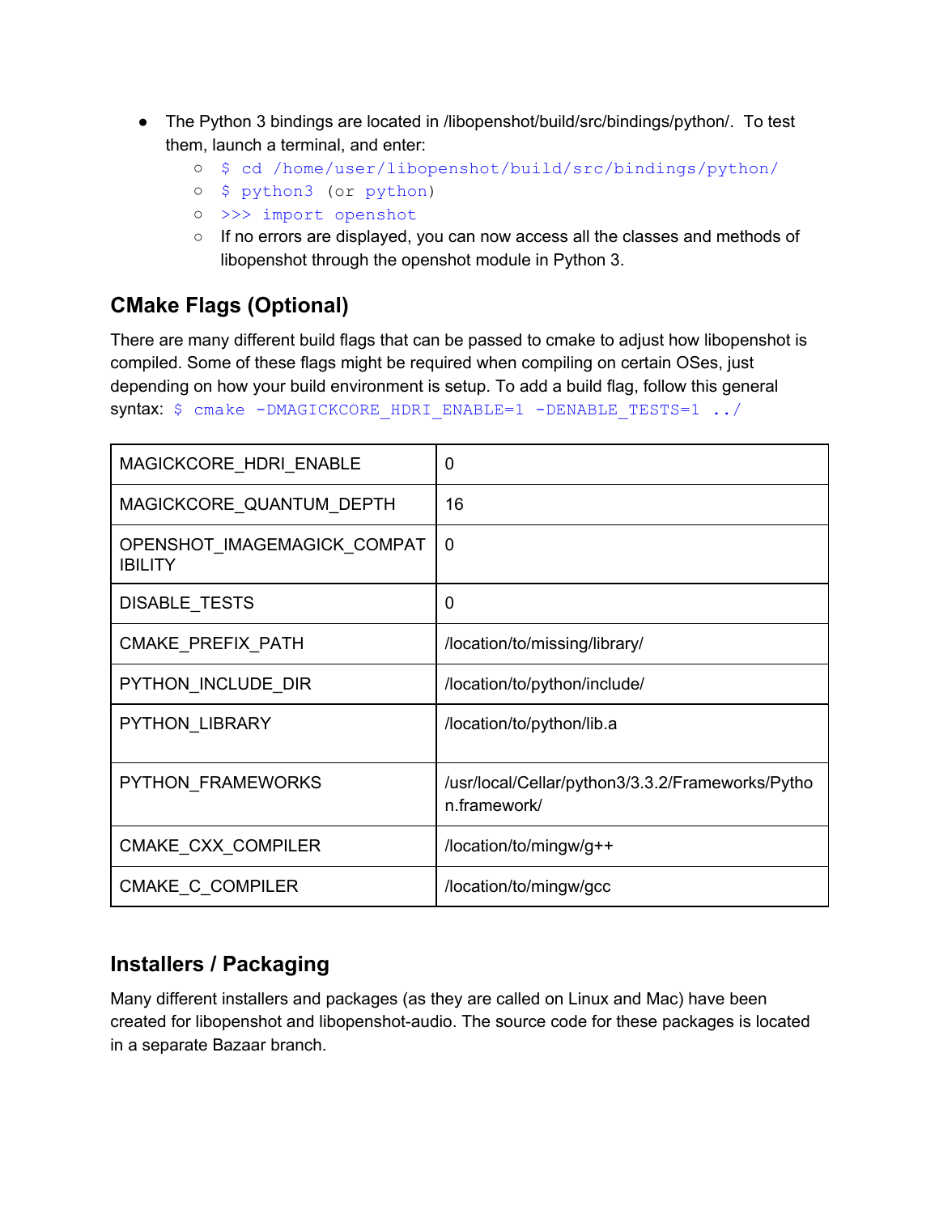- The Python 3 bindings are located in /libopenshot/build/src/bindings/python/. To test them, launch a terminal, and enter:
  - `$ cd /home/user/libopenshot/build/src/bindings/python/`
  - `$ python3` (or `python`)
  - `>>> import openshot`
  - If no errors are displayed, you can now access all the classes and methods of libopenshot through the openshot module in Python 3.

## CMake Flags (Optional)

There are many different build flags that can be passed to cmake to adjust how libopenshot is compiled. Some of these flags might be required when compiling on certain OSes, just depending on how your build environment is setup. To add a build flag, follow this general syntax: `$ cmake -DMAGICKCORE_HDRI_ENABLE=1 -DENABLE_TESTS=1 ../`

| | |
|---|---|
| MAGICKCORE_HDRI_ENABLE | 0 |
| MAGICKCORE_QUANTUM_DEPTH | 16 |
| OPENSHOT_IMAGEMAGICK_COMPATIBILITY | 0 |
| DISABLE_TESTS | 0 |
| CMAKE_PREFIX_PATH | /location/to/missing/library/ |
| PYTHON_INCLUDE_DIR | /location/to/python/include/ |
| PYTHON_LIBRARY | /location/to/python/lib.a |
| PYTHON_FRAMEWORKS | /usr/local/Cellar/python3/3.3.2/Frameworks/Python.framework/ |
| CMAKE_CXX_COMPILER | /location/to/mingw/g++ |
| CMAKE_C_COMPILER | /location/to/mingw/gcc |

## Installers / Packaging

Many different installers and packages (as they are called on Linux and Mac) have been created for libopenshot and libopenshot-audio. The source code for these packages is located in a separate Bazaar branch.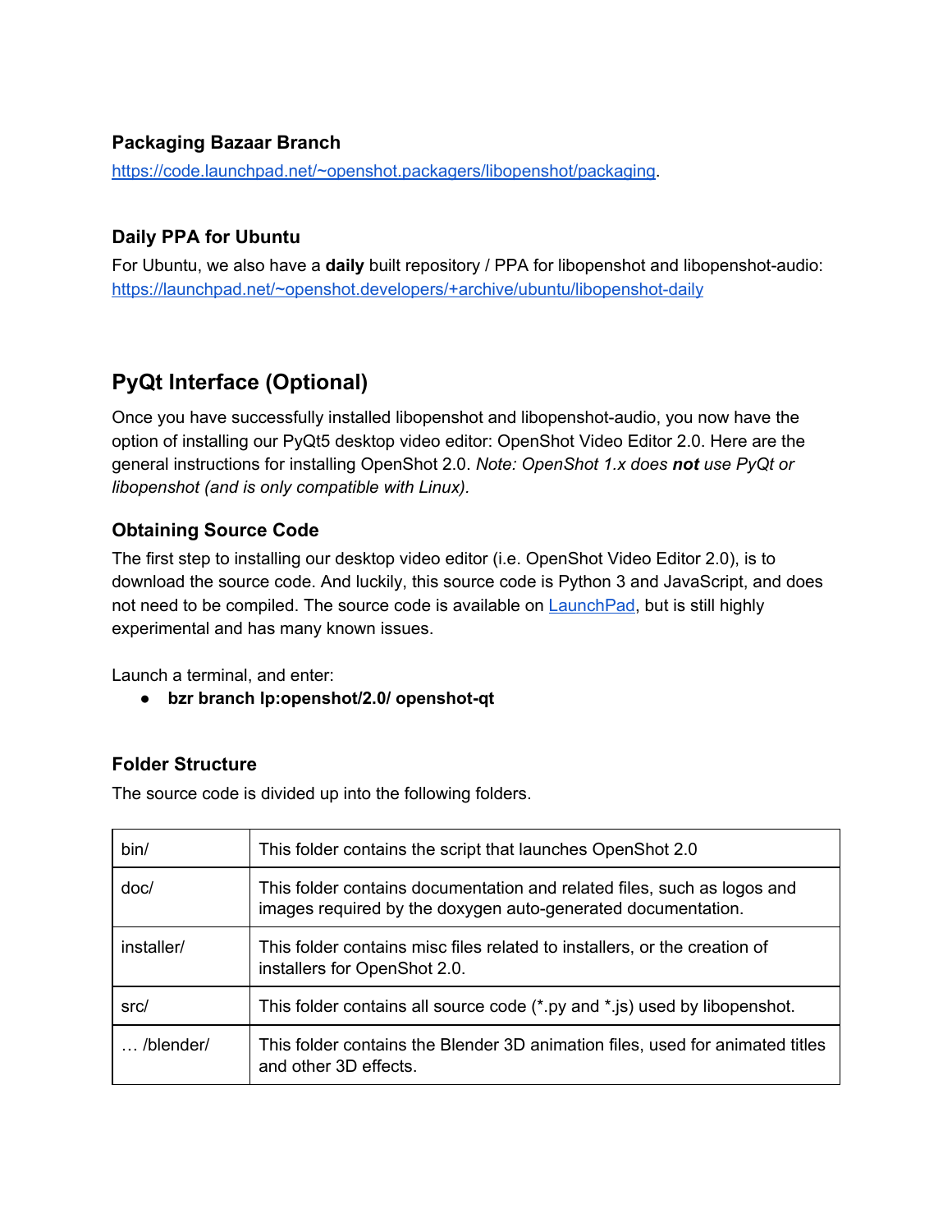### Packaging Bazaar Branch

https://code.launchpad.net/~openshot.packagers/libopenshot/packaging.

### Daily PPA for Ubuntu

For Ubuntu, we also have a **daily** built repository / PPA for libopenshot and libopenshot-audio: https://launchpad.net/~openshot.developers/+archive/ubuntu/libopenshot-daily

## PyQt Interface (Optional)

Once you have successfully installed libopenshot and libopenshot-audio, you now have the option of installing our PyQt5 desktop video editor: OpenShot Video Editor 2.0. Here are the general instructions for installing OpenShot 2.0. *Note: OpenShot 1.x does* ***not*** *use PyQt or libopenshot (and is only compatible with Linux).*

### Obtaining Source Code

The first step to installing our desktop video editor (i.e. OpenShot Video Editor 2.0), is to download the source code. And luckily, this source code is Python 3 and JavaScript, and does not need to be compiled. The source code is available on LaunchPad, but is still highly experimental and has many known issues.

Launch a terminal, and enter:

- **bzr branch lp:openshot/2.0/ openshot-qt**

### Folder Structure

The source code is divided up into the following folders.

| | |
|---|---|
| bin/ | This folder contains the script that launches OpenShot 2.0 |
| doc/ | This folder contains documentation and related files, such as logos and images required by the doxygen auto-generated documentation. |
| installer/ | This folder contains misc files related to installers, or the creation of installers for OpenShot 2.0. |
| src/ | This folder contains all source code (*.py and *.js) used by libopenshot. |
| … /blender/ | This folder contains the Blender 3D animation files, used for animated titles and other 3D effects. |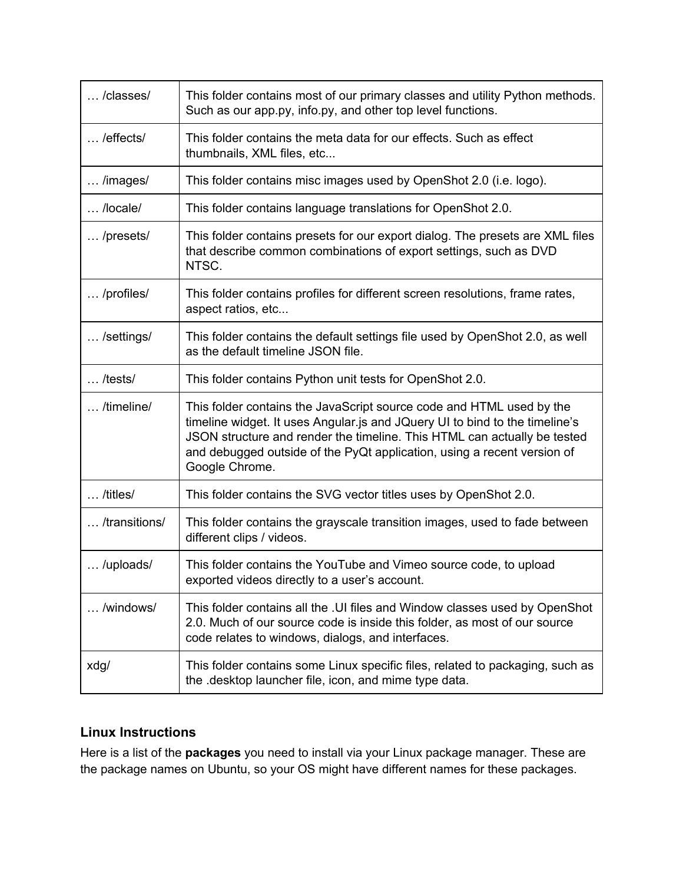| | |
|---|---|
| … /classes/ | This folder contains most of our primary classes and utility Python methods. Such as our app.py, info.py, and other top level functions. |
| … /effects/ | This folder contains the meta data for our effects. Such as effect thumbnails, XML files, etc... |
| … /images/ | This folder contains misc images used by OpenShot 2.0 (i.e. logo). |
| … /locale/ | This folder contains language translations for OpenShot 2.0. |
| … /presets/ | This folder contains presets for our export dialog. The presets are XML files that describe common combinations of export settings, such as DVD NTSC. |
| … /profiles/ | This folder contains profiles for different screen resolutions, frame rates, aspect ratios, etc... |
| … /settings/ | This folder contains the default settings file used by OpenShot 2.0, as well as the default timeline JSON file. |
| … /tests/ | This folder contains Python unit tests for OpenShot 2.0. |
| … /timeline/ | This folder contains the JavaScript source code and HTML used by the timeline widget. It uses Angular.js and JQuery UI to bind to the timeline's JSON structure and render the timeline. This HTML can actually be tested and debugged outside of the PyQt application, using a recent version of Google Chrome. |
| … /titles/ | This folder contains the SVG vector titles uses by OpenShot 2.0. |
| … /transitions/ | This folder contains the grayscale transition images, used to fade between different clips / videos. |
| … /uploads/ | This folder contains the YouTube and Vimeo source code, to upload exported videos directly to a user's account. |
| … /windows/ | This folder contains all the .UI files and Window classes used by OpenShot 2.0. Much of our source code is inside this folder, as most of our source code relates to windows, dialogs, and interfaces. |
| xdg/ | This folder contains some Linux specific files, related to packaging, such as the .desktop launcher file, icon, and mime type data. |

### Linux Instructions

Here is a list of the **packages** you need to install via your Linux package manager. These are the package names on Ubuntu, so your OS might have different names for these packages.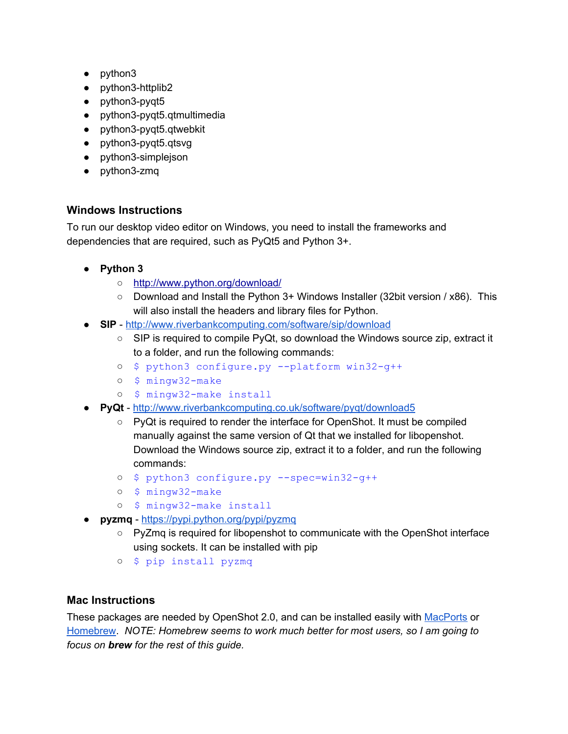- python3
- python3-httplib2
- python3-pyqt5
- python3-pyqt5.qtmultimedia
- python3-pyqt5.qtwebkit
- python3-pyqt5.qtsvg
- python3-simplejson
- python3-zmq

### Windows Instructions

To run our desktop video editor on Windows, you need to install the frameworks and dependencies that are required, such as PyQt5 and Python 3+.

- **Python 3**
  - http://www.python.org/download/
  - Download and Install the Python 3+ Windows Installer (32bit version / x86). This will also install the headers and library files for Python.
- **SIP** - http://www.riverbankcomputing.com/software/sip/download
  - SIP is required to compile PyQt, so download the Windows source zip, extract it to a folder, and run the following commands:
  - `$ python3 configure.py --platform win32-g++`
  - `$ mingw32-make`
  - `$ mingw32-make install`
- **PyQt** - http://www.riverbankcomputing.co.uk/software/pyqt/download5
  - PyQt is required to render the interface for OpenShot. It must be compiled manually against the same version of Qt that we installed for libopenshot. Download the Windows source zip, extract it to a folder, and run the following commands:
  - `$ python3 configure.py --spec=win32-g++`
  - `$ mingw32-make`
  - `$ mingw32-make install`
- **pyzmq** - https://pypi.python.org/pypi/pyzmq
  - PyZmq is required for libopenshot to communicate with the OpenShot interface using sockets. It can be installed with pip
  - `$ pip install pyzmq`

### Mac Instructions

These packages are needed by OpenShot 2.0, and can be installed easily with MacPorts or Homebrew. *NOTE: Homebrew seems to work much better for most users, so I am going to focus on **brew** for the rest of this guide.*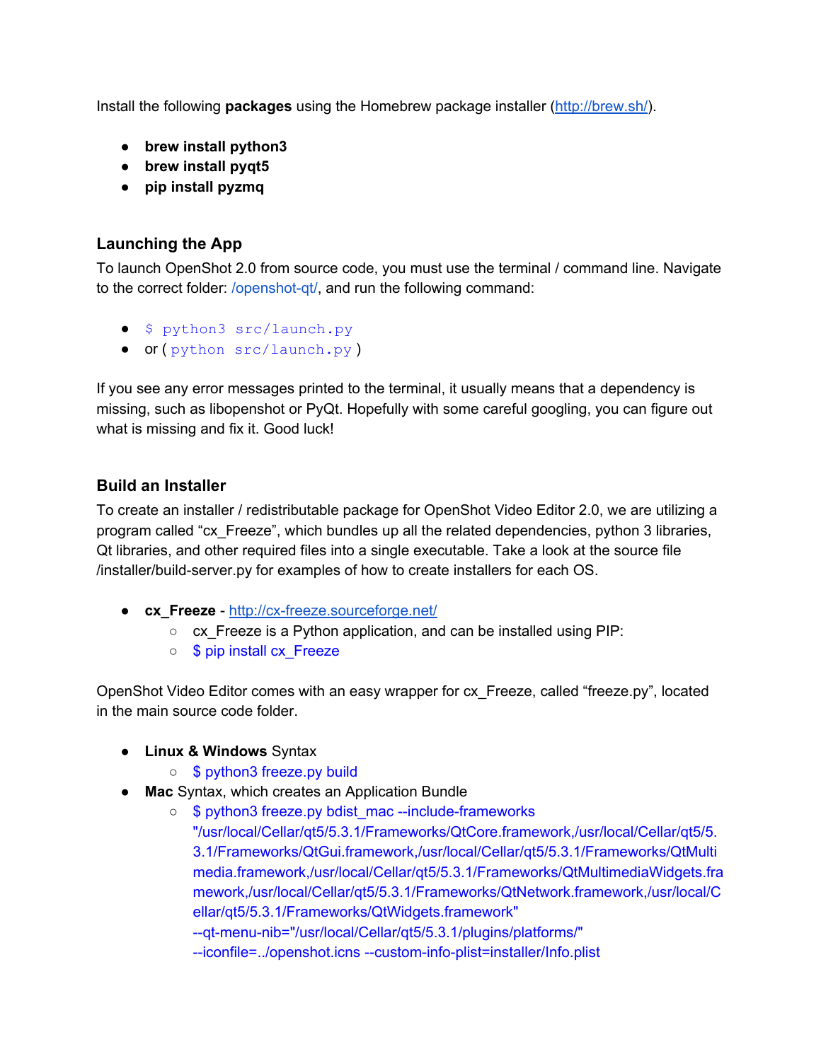Install the following **packages** using the Homebrew package installer (http://brew.sh/).

- **brew install python3**
- **brew install pyqt5**
- **pip install pyzmq**

### Launching the App

To launch OpenShot 2.0 from source code, you must use the terminal / command line. Navigate to the correct folder: /openshot-qt/, and run the following command:

- `$ python3 src/launch.py`
- or ( `python src/launch.py` )

If you see any error messages printed to the terminal, it usually means that a dependency is missing, such as libopenshot or PyQt. Hopefully with some careful googling, you can figure out what is missing and fix it. Good luck!

### Build an Installer

To create an installer / redistributable package for OpenShot Video Editor 2.0, we are utilizing a program called "cx_Freeze", which bundles up all the related dependencies, python 3 libraries, Qt libraries, and other required files into a single executable. Take a look at the source file /installer/build-server.py for examples of how to create installers for each OS.

- **cx_Freeze** - http://cx-freeze.sourceforge.net/
  - cx_Freeze is a Python application, and can be installed using PIP:
  - $ pip install cx_Freeze

OpenShot Video Editor comes with an easy wrapper for cx_Freeze, called "freeze.py", located in the main source code folder.

- **Linux & Windows** Syntax
  - $ python3 freeze.py build
- **Mac** Syntax, which creates an Application Bundle
  - $ python3 freeze.py bdist_mac --include-frameworks "/usr/local/Cellar/qt5/5.3.1/Frameworks/QtCore.framework,/usr/local/Cellar/qt5/5.3.1/Frameworks/QtGui.framework,/usr/local/Cellar/qt5/5.3.1/Frameworks/QtMultimedia.framework,/usr/local/Cellar/qt5/5.3.1/Frameworks/QtMultimediaWidgets.framework,/usr/local/Cellar/qt5/5.3.1/Frameworks/QtNetwork.framework,/usr/local/Cellar/qt5/5.3.1/Frameworks/QtWidgets.framework" --qt-menu-nib="/usr/local/Cellar/qt5/5.3.1/plugins/platforms/" --iconfile=../openshot.icns --custom-info-plist=installer/Info.plist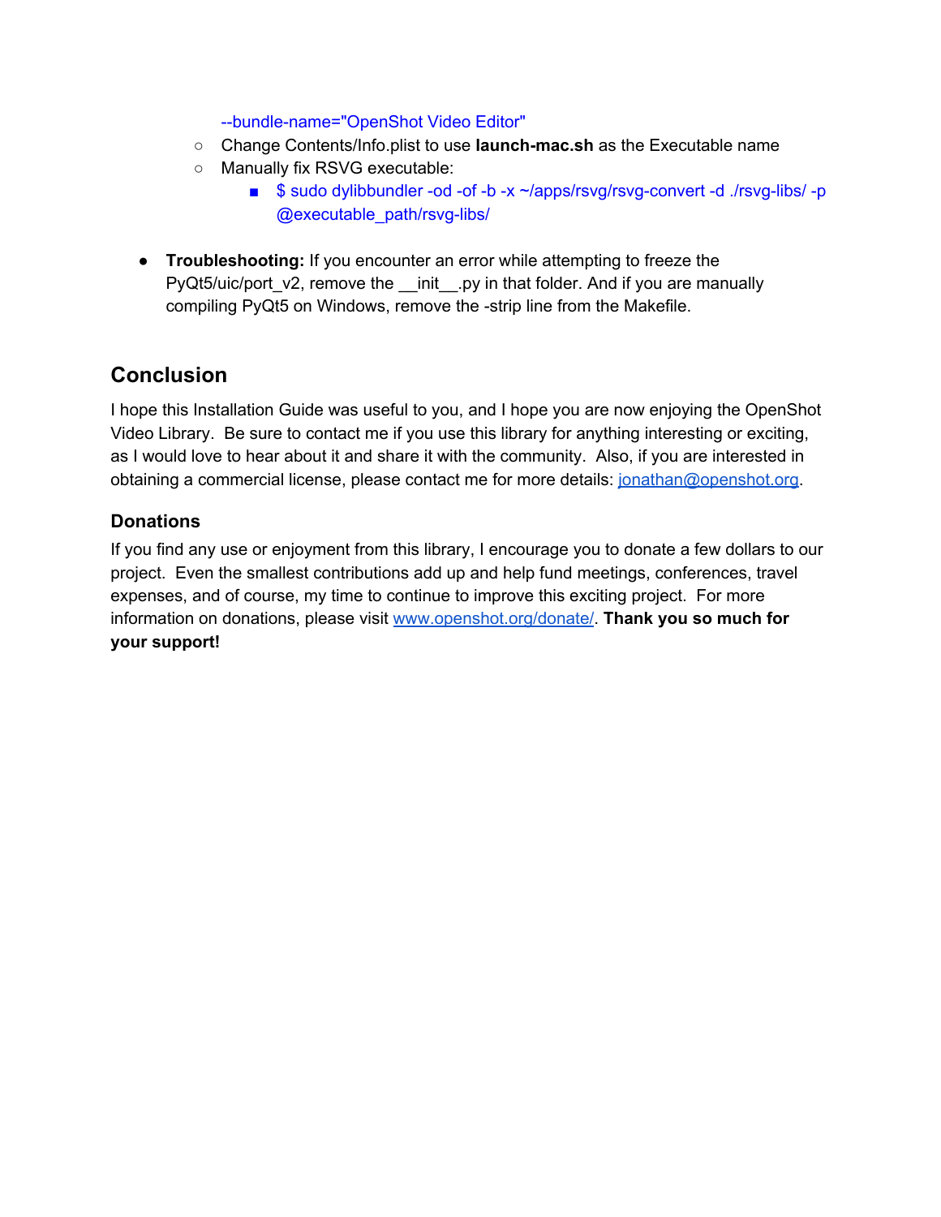- --bundle-name="OpenShot Video Editor"
  - Change Contents/Info.plist to use **launch-mac.sh** as the Executable name
  - Manually fix RSVG executable:
    - $ sudo dylibbundler -od -of -b -x ~/apps/rsvg/rsvg-convert -d ./rsvg-libs/ -p @executable_path/rsvg-libs/

- **Troubleshooting:** If you encounter an error while attempting to freeze the PyQt5/uic/port_v2, remove the __init__.py in that folder. And if you are manually compiling PyQt5 on Windows, remove the -strip line from the Makefile.

## Conclusion

I hope this Installation Guide was useful to you, and I hope you are now enjoying the OpenShot Video Library. Be sure to contact me if you use this library for anything interesting or exciting, as I would love to hear about it and share it with the community. Also, if you are interested in obtaining a commercial license, please contact me for more details: jonathan@openshot.org.

### Donations

If you find any use or enjoyment from this library, I encourage you to donate a few dollars to our project. Even the smallest contributions add up and help fund meetings, conferences, travel expenses, and of course, my time to continue to improve this exciting project. For more information on donations, please visit www.openshot.org/donate/. **Thank you so much for your support!**